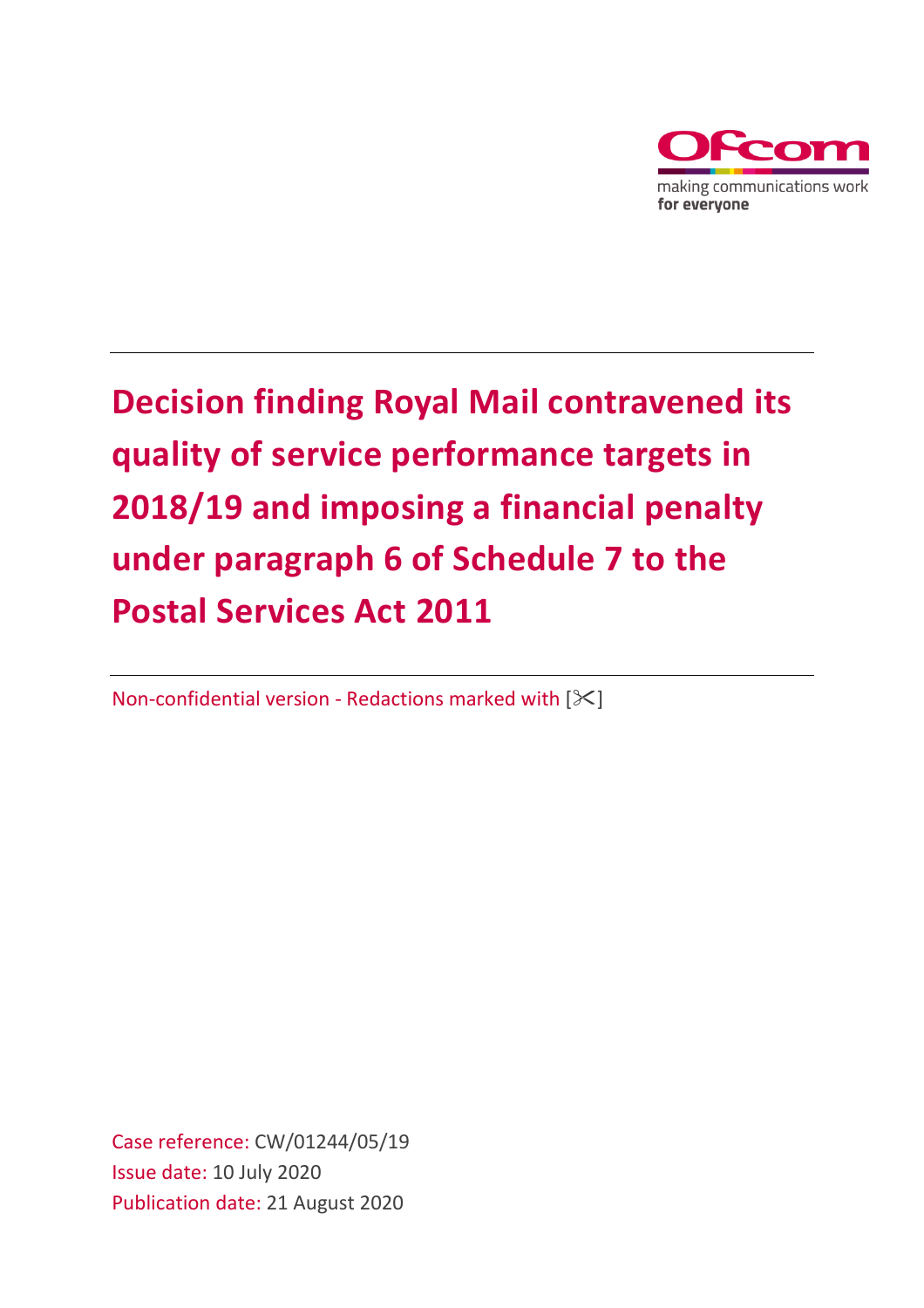# Decision finding Royal Mail contravened its quality of service performance targets in 2018/19 and imposing a financial penalty under paragraph 6 of Schedule 7 to the Postal Services Act 2011

Non-confidential version - Redactions marked with [✂]

Case reference: CW/01244/05/19

Issue date: 10 July 2020

Publication date: 21 August 2020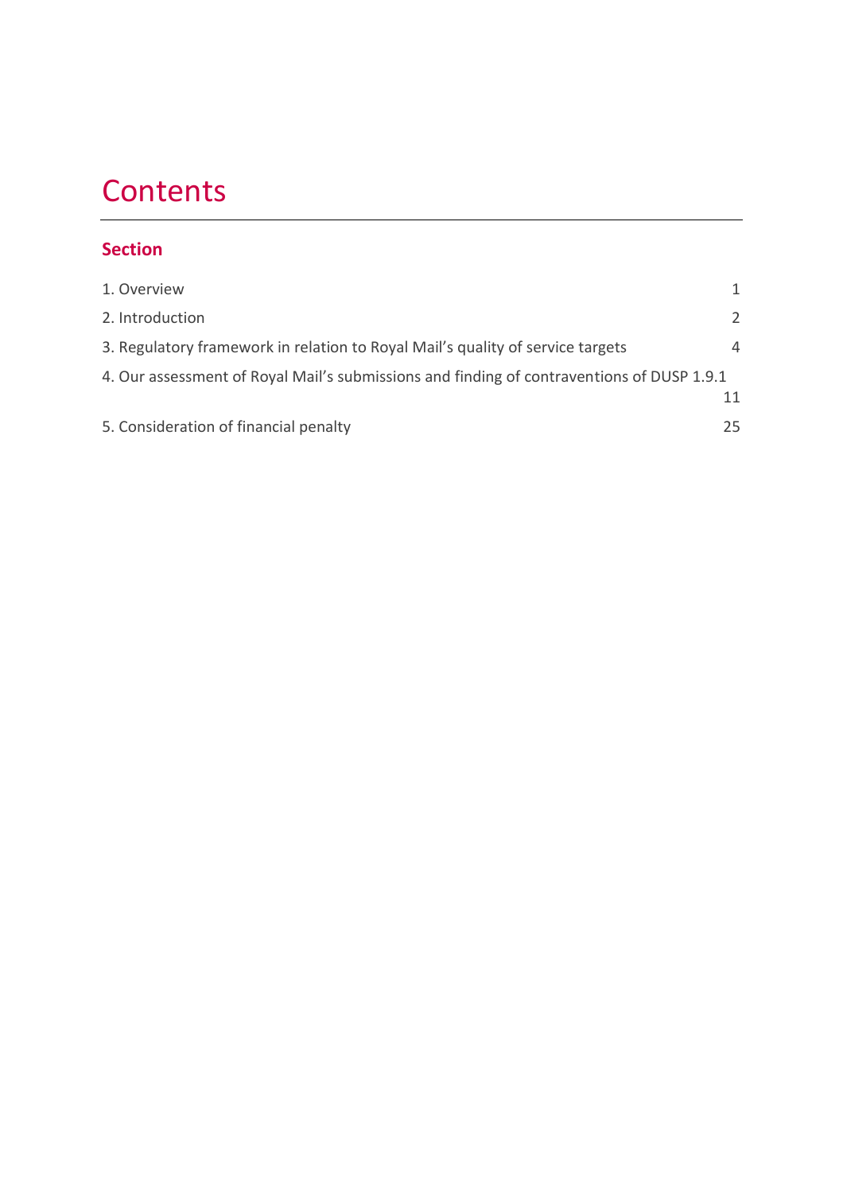# Contents

## Section

1. Overview 1
2. Introduction 2
3. Regulatory framework in relation to Royal Mail's quality of service targets 4
4. Our assessment of Royal Mail's submissions and finding of contraventions of DUSP 1.9.1 11
5. Consideration of financial penalty 25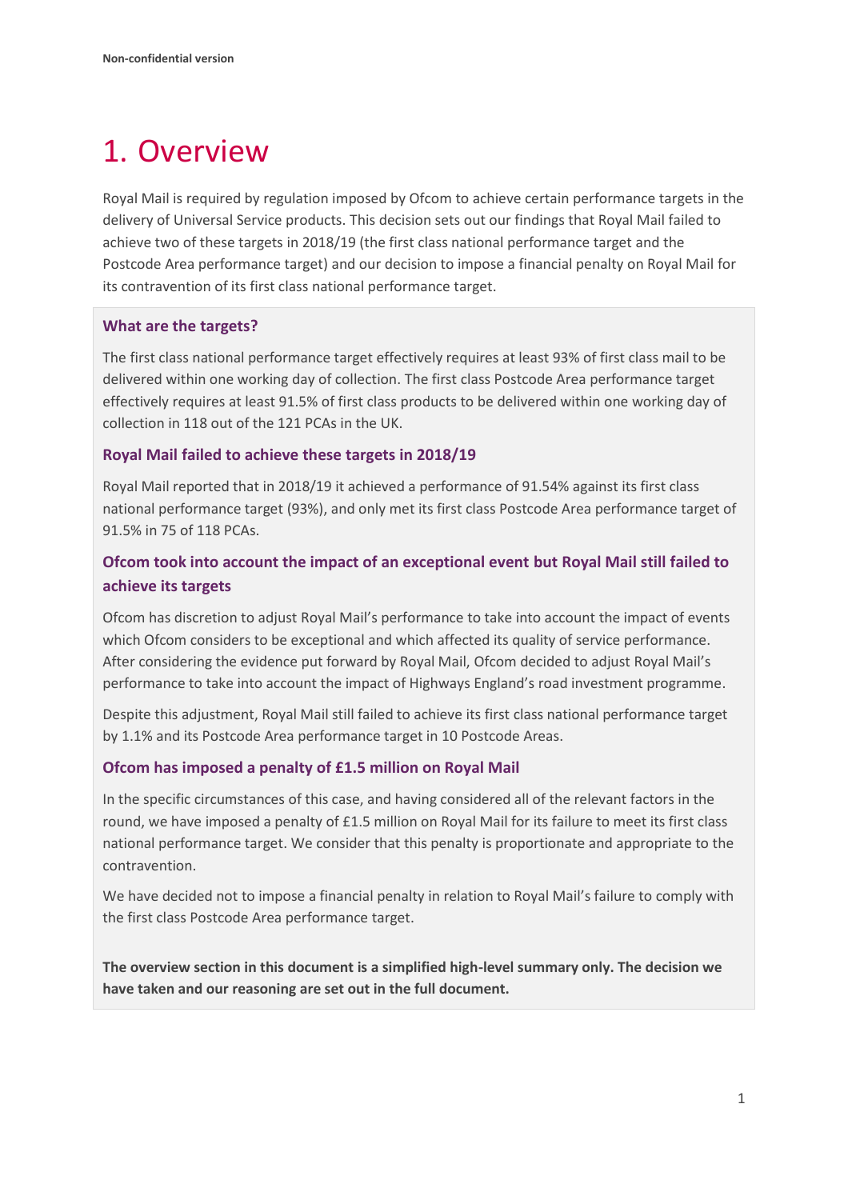# 1. Overview

Royal Mail is required by regulation imposed by Ofcom to achieve certain performance targets in the delivery of Universal Service products. This decision sets out our findings that Royal Mail failed to achieve two of these targets in 2018/19 (the first class national performance target and the Postcode Area performance target) and our decision to impose a financial penalty on Royal Mail for its contravention of its first class national performance target.

### What are the targets?

The first class national performance target effectively requires at least 93% of first class mail to be delivered within one working day of collection. The first class Postcode Area performance target effectively requires at least 91.5% of first class products to be delivered within one working day of collection in 118 out of the 121 PCAs in the UK.

### Royal Mail failed to achieve these targets in 2018/19

Royal Mail reported that in 2018/19 it achieved a performance of 91.54% against its first class national performance target (93%), and only met its first class Postcode Area performance target of 91.5% in 75 of 118 PCAs.

### Ofcom took into account the impact of an exceptional event but Royal Mail still failed to achieve its targets

Ofcom has discretion to adjust Royal Mail's performance to take into account the impact of events which Ofcom considers to be exceptional and which affected its quality of service performance. After considering the evidence put forward by Royal Mail, Ofcom decided to adjust Royal Mail's performance to take into account the impact of Highways England's road investment programme.

Despite this adjustment, Royal Mail still failed to achieve its first class national performance target by 1.1% and its Postcode Area performance target in 10 Postcode Areas.

### Ofcom has imposed a penalty of £1.5 million on Royal Mail

In the specific circumstances of this case, and having considered all of the relevant factors in the round, we have imposed a penalty of £1.5 million on Royal Mail for its failure to meet its first class national performance target. We consider that this penalty is proportionate and appropriate to the contravention.

We have decided not to impose a financial penalty in relation to Royal Mail's failure to comply with the first class Postcode Area performance target.

**The overview section in this document is a simplified high-level summary only. The decision we have taken and our reasoning are set out in the full document.**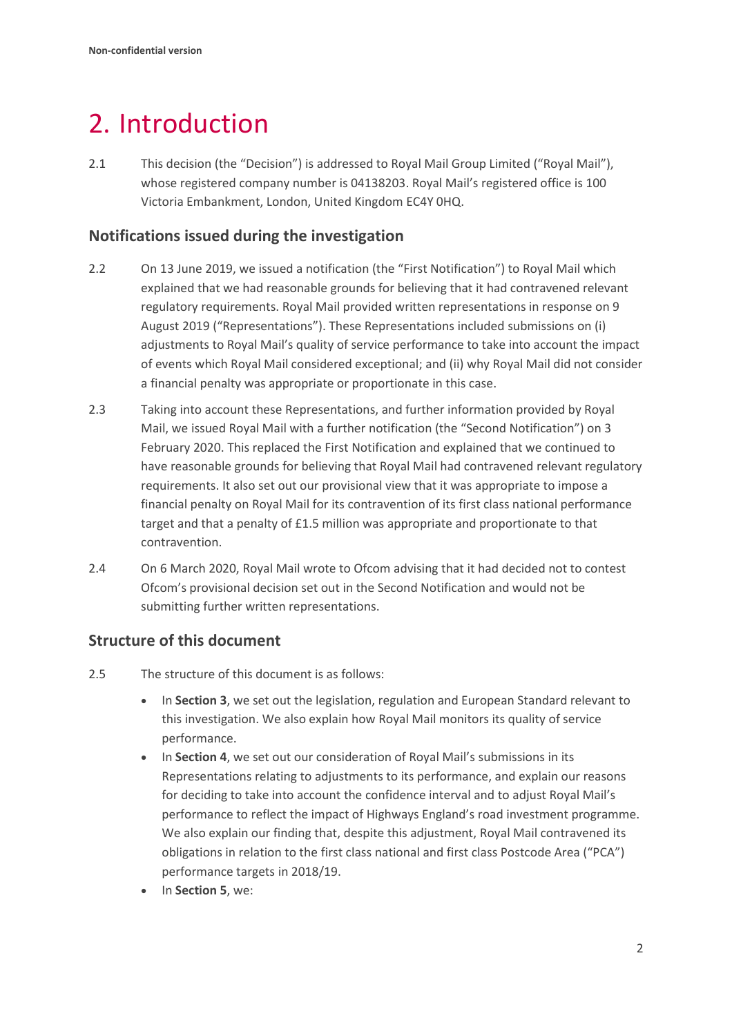# 2. Introduction

2.1 This decision (the "Decision") is addressed to Royal Mail Group Limited ("Royal Mail"), whose registered company number is 04138203. Royal Mail's registered office is 100 Victoria Embankment, London, United Kingdom EC4Y 0HQ.

## Notifications issued during the investigation

2.2 On 13 June 2019, we issued a notification (the "First Notification") to Royal Mail which explained that we had reasonable grounds for believing that it had contravened relevant regulatory requirements. Royal Mail provided written representations in response on 9 August 2019 ("Representations"). These Representations included submissions on (i) adjustments to Royal Mail's quality of service performance to take into account the impact of events which Royal Mail considered exceptional; and (ii) why Royal Mail did not consider a financial penalty was appropriate or proportionate in this case.

2.3 Taking into account these Representations, and further information provided by Royal Mail, we issued Royal Mail with a further notification (the "Second Notification") on 3 February 2020. This replaced the First Notification and explained that we continued to have reasonable grounds for believing that Royal Mail had contravened relevant regulatory requirements. It also set out our provisional view that it was appropriate to impose a financial penalty on Royal Mail for its contravention of its first class national performance target and that a penalty of £1.5 million was appropriate and proportionate to that contravention.

2.4 On 6 March 2020, Royal Mail wrote to Ofcom advising that it had decided not to contest Ofcom's provisional decision set out in the Second Notification and would not be submitting further written representations.

## Structure of this document

2.5 The structure of this document is as follows:

- In **Section 3**, we set out the legislation, regulation and European Standard relevant to this investigation. We also explain how Royal Mail monitors its quality of service performance.
- In **Section 4**, we set out our consideration of Royal Mail's submissions in its Representations relating to adjustments to its performance, and explain our reasons for deciding to take into account the confidence interval and to adjust Royal Mail's performance to reflect the impact of Highways England's road investment programme. We also explain our finding that, despite this adjustment, Royal Mail contravened its obligations in relation to the first class national and first class Postcode Area ("PCA") performance targets in 2018/19.
- In **Section 5**, we: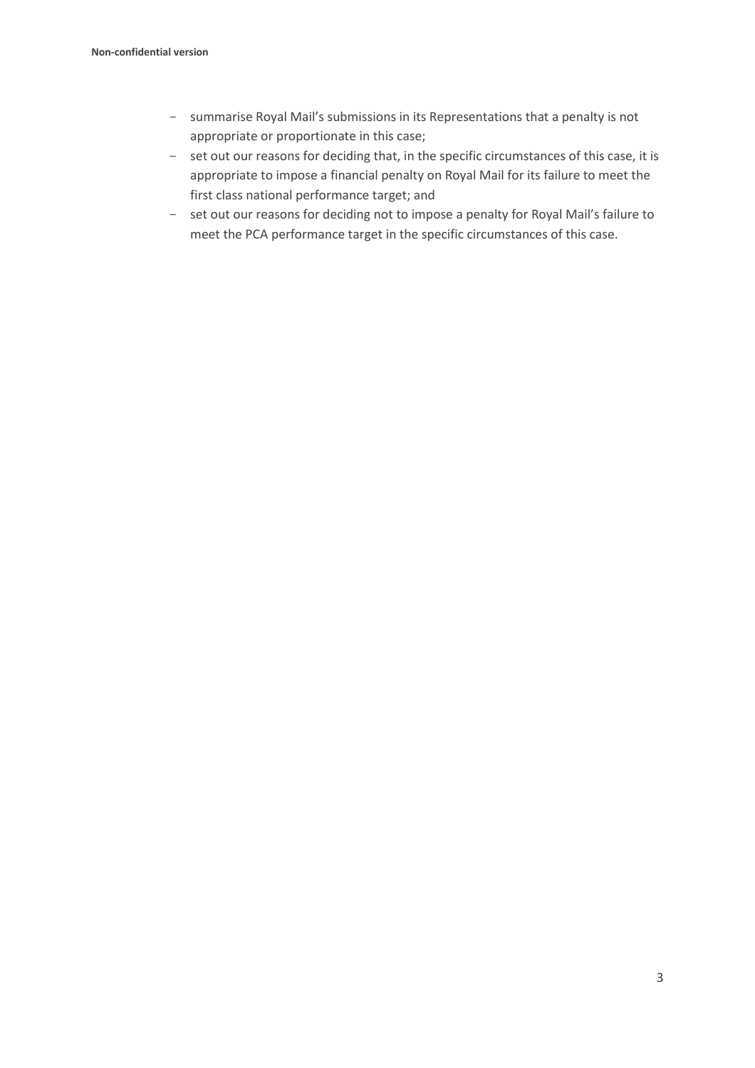- summarise Royal Mail's submissions in its Representations that a penalty is not appropriate or proportionate in this case;
- set out our reasons for deciding that, in the specific circumstances of this case, it is appropriate to impose a financial penalty on Royal Mail for its failure to meet the first class national performance target; and
- set out our reasons for deciding not to impose a penalty for Royal Mail's failure to meet the PCA performance target in the specific circumstances of this case.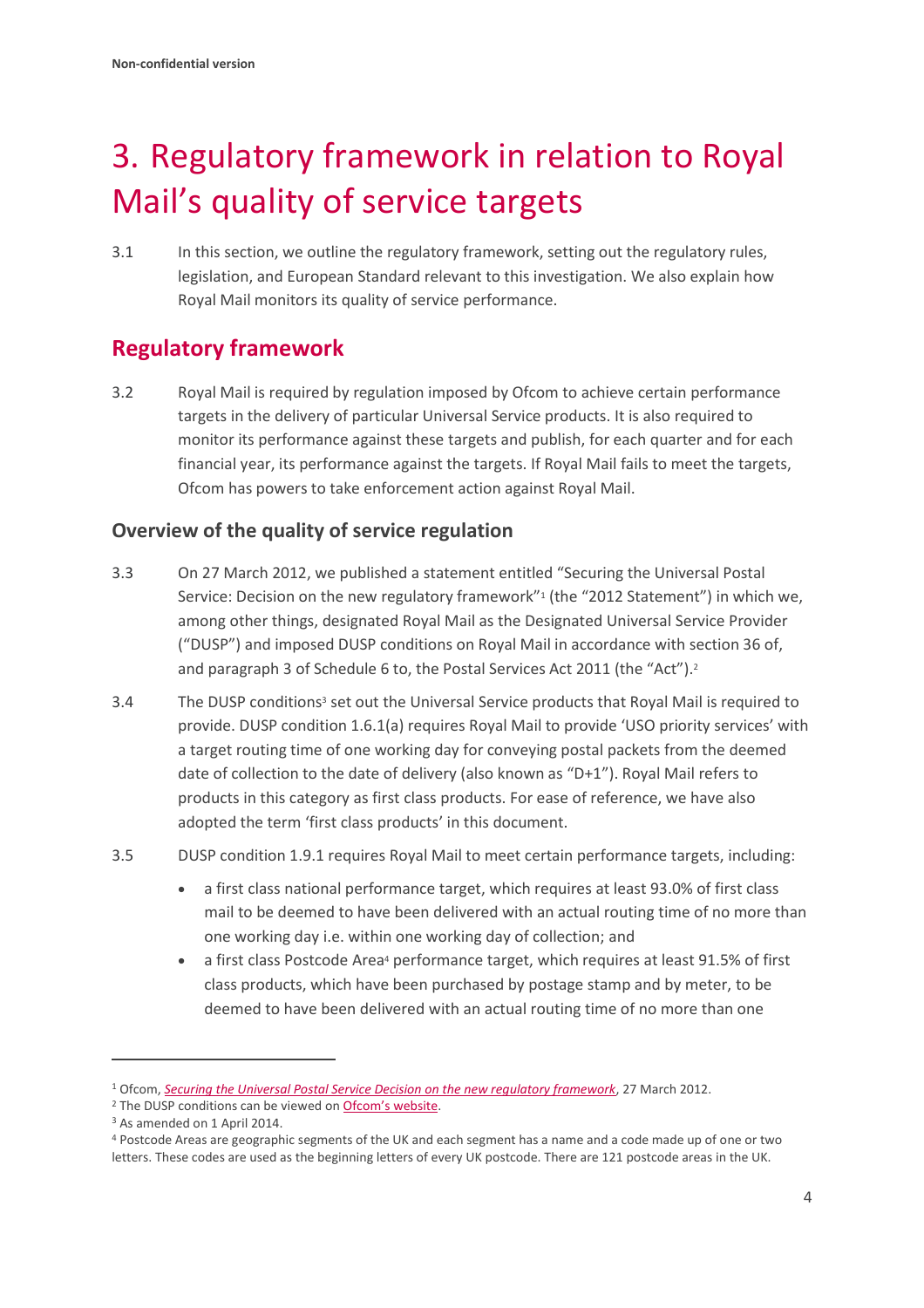# 3. Regulatory framework in relation to Royal Mail's quality of service targets

3.1 In this section, we outline the regulatory framework, setting out the regulatory rules, legislation, and European Standard relevant to this investigation. We also explain how Royal Mail monitors its quality of service performance.

## Regulatory framework

3.2 Royal Mail is required by regulation imposed by Ofcom to achieve certain performance targets in the delivery of particular Universal Service products. It is also required to monitor its performance against these targets and publish, for each quarter and for each financial year, its performance against the targets. If Royal Mail fails to meet the targets, Ofcom has powers to take enforcement action against Royal Mail.

### Overview of the quality of service regulation

3.3 On 27 March 2012, we published a statement entitled "Securing the Universal Postal Service: Decision on the new regulatory framework"[1] (the "2012 Statement") in which we, among other things, designated Royal Mail as the Designated Universal Service Provider ("DUSP") and imposed DUSP conditions on Royal Mail in accordance with section 36 of, and paragraph 3 of Schedule 6 to, the Postal Services Act 2011 (the "Act").[2]

3.4 The DUSP conditions[3] set out the Universal Service products that Royal Mail is required to provide. DUSP condition 1.6.1(a) requires Royal Mail to provide 'USO priority services' with a target routing time of one working day for conveying postal packets from the deemed date of collection to the date of delivery (also known as "D+1"). Royal Mail refers to products in this category as first class products. For ease of reference, we have also adopted the term 'first class products' in this document.

3.5 DUSP condition 1.9.1 requires Royal Mail to meet certain performance targets, including:

- a first class national performance target, which requires at least 93.0% of first class mail to be deemed to have been delivered with an actual routing time of no more than one working day i.e. within one working day of collection; and
- a first class Postcode Area[4] performance target, which requires at least 91.5% of first class products, which have been purchased by postage stamp and by meter, to be deemed to have been delivered with an actual routing time of no more than one

---

[1] Ofcom, *Securing the Universal Postal Service Decision on the new regulatory framework*, 27 March 2012.

[2] The DUSP conditions can be viewed on Ofcom's website.

[3] As amended on 1 April 2014.

[4] Postcode Areas are geographic segments of the UK and each segment has a name and a code made up of one or two letters. These codes are used as the beginning letters of every UK postcode. There are 121 postcode areas in the UK.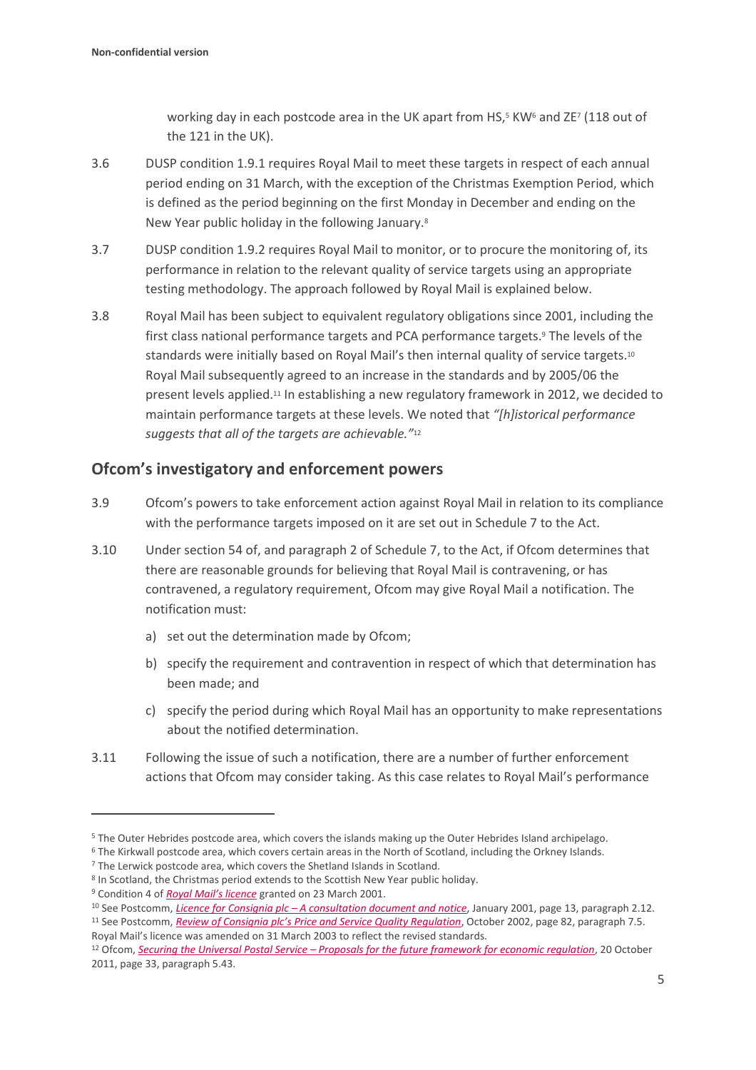working day in each postcode area in the UK apart from HS,[5] KW[6] and ZE[7] (118 out of the 121 in the UK).

3.6 DUSP condition 1.9.1 requires Royal Mail to meet these targets in respect of each annual period ending on 31 March, with the exception of the Christmas Exemption Period, which is defined as the period beginning on the first Monday in December and ending on the New Year public holiday in the following January.[8]

3.7 DUSP condition 1.9.2 requires Royal Mail to monitor, or to procure the monitoring of, its performance in relation to the relevant quality of service targets using an appropriate testing methodology. The approach followed by Royal Mail is explained below.

3.8 Royal Mail has been subject to equivalent regulatory obligations since 2001, including the first class national performance targets and PCA performance targets.[9] The levels of the standards were initially based on Royal Mail's then internal quality of service targets.[10] Royal Mail subsequently agreed to an increase in the standards and by 2005/06 the present levels applied.[11] In establishing a new regulatory framework in 2012, we decided to maintain performance targets at these levels. We noted that *"[h]istorical performance suggests that all of the targets are achievable."*[12]

## Ofcom's investigatory and enforcement powers

3.9 Ofcom's powers to take enforcement action against Royal Mail in relation to its compliance with the performance targets imposed on it are set out in Schedule 7 to the Act.

3.10 Under section 54 of, and paragraph 2 of Schedule 7, to the Act, if Ofcom determines that there are reasonable grounds for believing that Royal Mail is contravening, or has contravened, a regulatory requirement, Ofcom may give Royal Mail a notification. The notification must:

a) set out the determination made by Ofcom;

b) specify the requirement and contravention in respect of which that determination has been made; and

c) specify the period during which Royal Mail has an opportunity to make representations about the notified determination.

3.11 Following the issue of such a notification, there are a number of further enforcement actions that Ofcom may consider taking. As this case relates to Royal Mail's performance

---

[5] The Outer Hebrides postcode area, which covers the islands making up the Outer Hebrides Island archipelago.

[6] The Kirkwall postcode area, which covers certain areas in the North of Scotland, including the Orkney Islands.

[7] The Lerwick postcode area, which covers the Shetland Islands in Scotland.

[8] In Scotland, the Christmas period extends to the Scottish New Year public holiday.

[9] Condition 4 of *Royal Mail's licence* granted on 23 March 2001.

[10] See Postcomm, *Licence for Consignia plc – A consultation document and notice*, January 2001, page 13, paragraph 2.12.

[11] See Postcomm, *Review of Consignia plc's Price and Service Quality Regulation*, October 2002, page 82, paragraph 7.5. Royal Mail's licence was amended on 31 March 2003 to reflect the revised standards.

[12] Ofcom, *Securing the Universal Postal Service – Proposals for the future framework for economic regulation*, 20 October 2011, page 33, paragraph 5.43.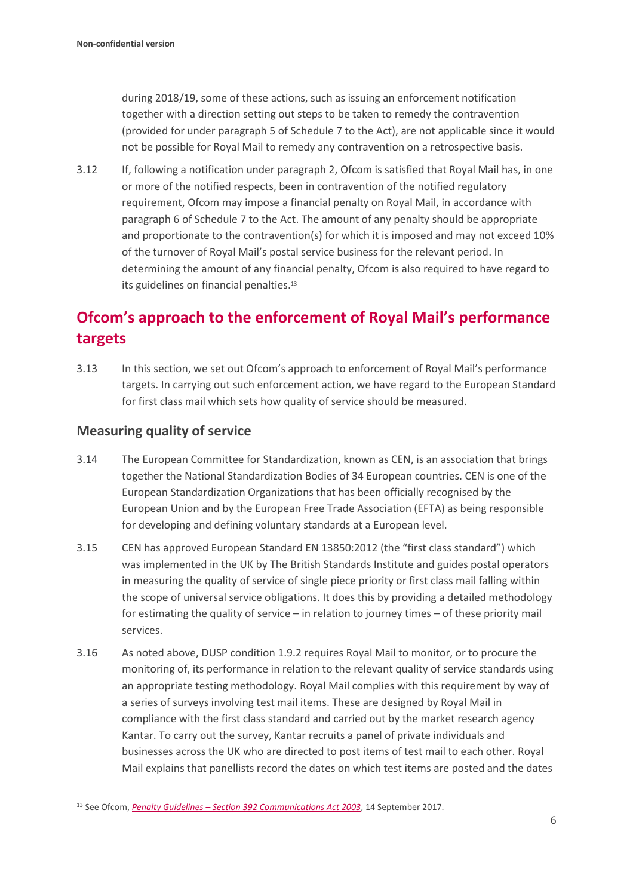during 2018/19, some of these actions, such as issuing an enforcement notification together with a direction setting out steps to be taken to remedy the contravention (provided for under paragraph 5 of Schedule 7 to the Act), are not applicable since it would not be possible for Royal Mail to remedy any contravention on a retrospective basis.

3.12 If, following a notification under paragraph 2, Ofcom is satisfied that Royal Mail has, in one or more of the notified respects, been in contravention of the notified regulatory requirement, Ofcom may impose a financial penalty on Royal Mail, in accordance with paragraph 6 of Schedule 7 to the Act. The amount of any penalty should be appropriate and proportionate to the contravention(s) for which it is imposed and may not exceed 10% of the turnover of Royal Mail's postal service business for the relevant period. In determining the amount of any financial penalty, Ofcom is also required to have regard to its guidelines on financial penalties.[13]

## Ofcom's approach to the enforcement of Royal Mail's performance targets

3.13 In this section, we set out Ofcom's approach to enforcement of Royal Mail's performance targets. In carrying out such enforcement action, we have regard to the European Standard for first class mail which sets how quality of service should be measured.

### Measuring quality of service

3.14 The European Committee for Standardization, known as CEN, is an association that brings together the National Standardization Bodies of 34 European countries. CEN is one of the European Standardization Organizations that has been officially recognised by the European Union and by the European Free Trade Association (EFTA) as being responsible for developing and defining voluntary standards at a European level.

3.15 CEN has approved European Standard EN 13850:2012 (the "first class standard") which was implemented in the UK by The British Standards Institute and guides postal operators in measuring the quality of service of single piece priority or first class mail falling within the scope of universal service obligations. It does this by providing a detailed methodology for estimating the quality of service – in relation to journey times – of these priority mail services.

3.16 As noted above, DUSP condition 1.9.2 requires Royal Mail to monitor, or to procure the monitoring of, its performance in relation to the relevant quality of service standards using an appropriate testing methodology. Royal Mail complies with this requirement by way of a series of surveys involving test mail items. These are designed by Royal Mail in compliance with the first class standard and carried out by the market research agency Kantar. To carry out the survey, Kantar recruits a panel of private individuals and businesses across the UK who are directed to post items of test mail to each other. Royal Mail explains that panellists record the dates on which test items are posted and the dates

[13] See Ofcom, *Penalty Guidelines – Section 392 Communications Act 2003*, 14 September 2017.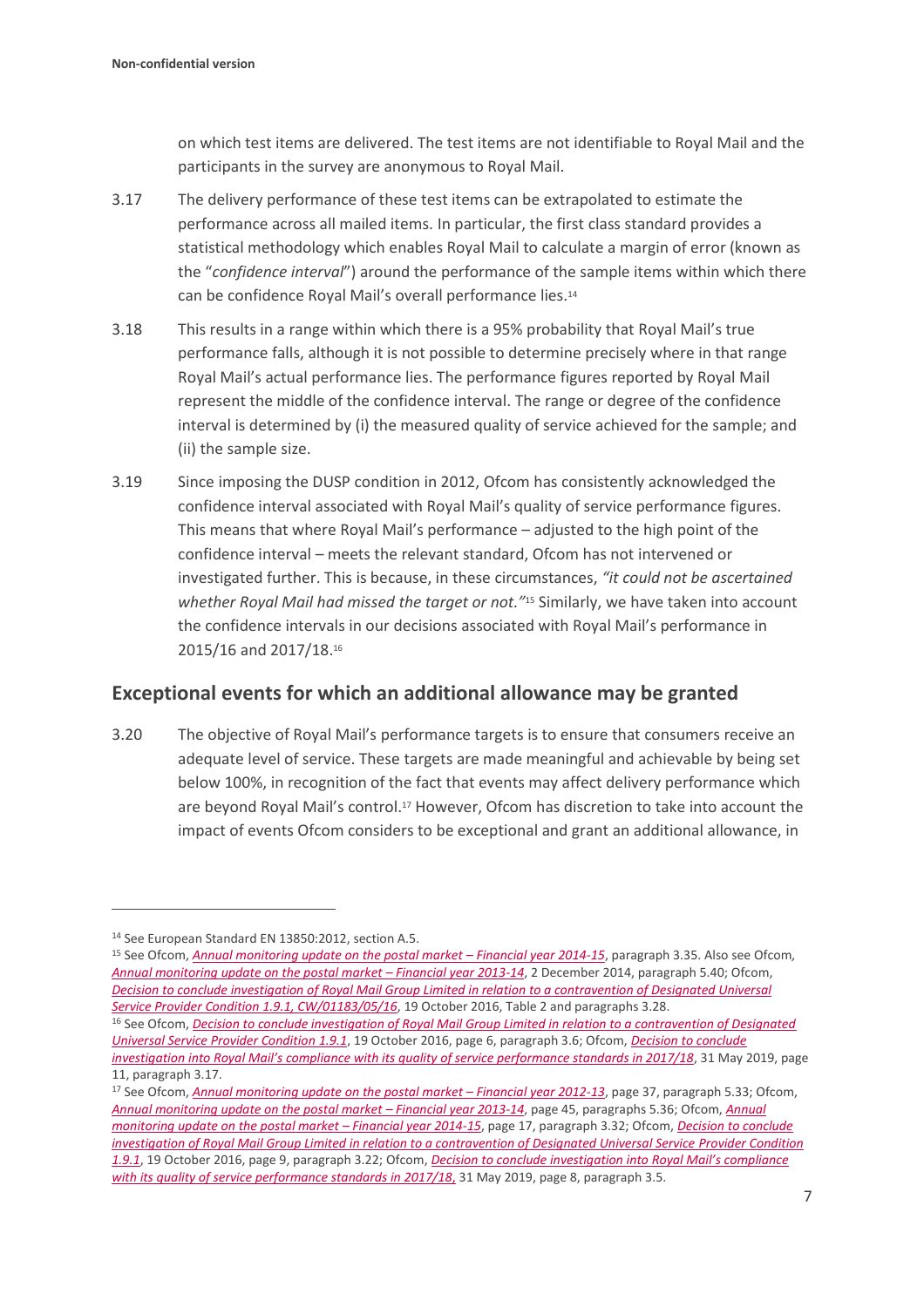on which test items are delivered. The test items are not identifiable to Royal Mail and the participants in the survey are anonymous to Royal Mail.

3.17 The delivery performance of these test items can be extrapolated to estimate the performance across all mailed items. In particular, the first class standard provides a statistical methodology which enables Royal Mail to calculate a margin of error (known as the "*confidence interval*") around the performance of the sample items within which there can be confidence Royal Mail's overall performance lies.[14]

3.18 This results in a range within which there is a 95% probability that Royal Mail's true performance falls, although it is not possible to determine precisely where in that range Royal Mail's actual performance lies. The performance figures reported by Royal Mail represent the middle of the confidence interval. The range or degree of the confidence interval is determined by (i) the measured quality of service achieved for the sample; and (ii) the sample size.

3.19 Since imposing the DUSP condition in 2012, Ofcom has consistently acknowledged the confidence interval associated with Royal Mail's quality of service performance figures. This means that where Royal Mail's performance – adjusted to the high point of the confidence interval – meets the relevant standard, Ofcom has not intervened or investigated further. This is because, in these circumstances, *"it could not be ascertained whether Royal Mail had missed the target or not."*[15] Similarly, we have taken into account the confidence intervals in our decisions associated with Royal Mail's performance in 2015/16 and 2017/18.[16]

## Exceptional events for which an additional allowance may be granted

3.20 The objective of Royal Mail's performance targets is to ensure that consumers receive an adequate level of service. These targets are made meaningful and achievable by being set below 100%, in recognition of the fact that events may affect delivery performance which are beyond Royal Mail's control.[17] However, Ofcom has discretion to take into account the impact of events Ofcom considers to be exceptional and grant an additional allowance, in

---

[14] See European Standard EN 13850:2012, section A.5.

[15] See Ofcom, *Annual monitoring update on the postal market – Financial year 2014-15*, paragraph 3.35. Also see Ofcom, *Annual monitoring update on the postal market – Financial year 2013-14*, 2 December 2014, paragraph 5.40; Ofcom, *Decision to conclude investigation of Royal Mail Group Limited in relation to a contravention of Designated Universal Service Provider Condition 1.9.1, CW/01183/05/16*, 19 October 2016, Table 2 and paragraphs 3.28.

[16] See Ofcom, *Decision to conclude investigation of Royal Mail Group Limited in relation to a contravention of Designated Universal Service Provider Condition 1.9.1*, 19 October 2016, page 6, paragraph 3.6; Ofcom, *Decision to conclude investigation into Royal Mail's compliance with its quality of service performance standards in 2017/18*, 31 May 2019, page 11, paragraph 3.17.

[17] See Ofcom, *Annual monitoring update on the postal market – Financial year 2012-13*, page 37, paragraph 5.33; Ofcom, *Annual monitoring update on the postal market – Financial year 2013-14*, page 45, paragraphs 5.36; Ofcom, *Annual monitoring update on the postal market – Financial year 2014-15*, page 17, paragraph 3.32; Ofcom, *Decision to conclude investigation of Royal Mail Group Limited in relation to a contravention of Designated Universal Service Provider Condition 1.9.1*, 19 October 2016, page 9, paragraph 3.22; Ofcom, *Decision to conclude investigation into Royal Mail's compliance with its quality of service performance standards in 2017/18*, 31 May 2019, page 8, paragraph 3.5.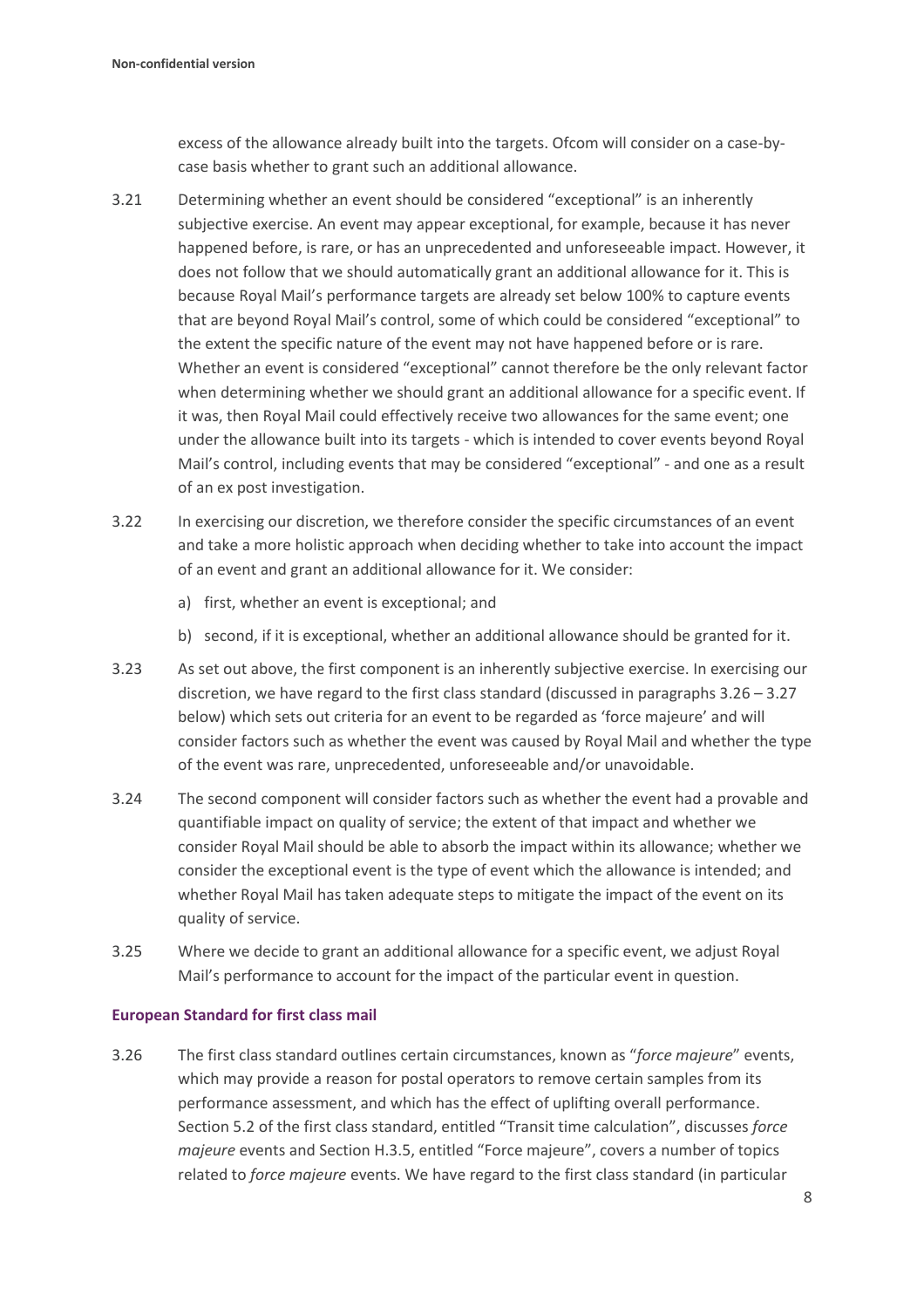excess of the allowance already built into the targets. Ofcom will consider on a case-by-case basis whether to grant such an additional allowance.

3.21 Determining whether an event should be considered "exceptional" is an inherently subjective exercise. An event may appear exceptional, for example, because it has never happened before, is rare, or has an unprecedented and unforeseeable impact. However, it does not follow that we should automatically grant an additional allowance for it. This is because Royal Mail's performance targets are already set below 100% to capture events that are beyond Royal Mail's control, some of which could be considered "exceptional" to the extent the specific nature of the event may not have happened before or is rare. Whether an event is considered "exceptional" cannot therefore be the only relevant factor when determining whether we should grant an additional allowance for a specific event. If it was, then Royal Mail could effectively receive two allowances for the same event; one under the allowance built into its targets - which is intended to cover events beyond Royal Mail's control, including events that may be considered "exceptional" - and one as a result of an ex post investigation.

3.22 In exercising our discretion, we therefore consider the specific circumstances of an event and take a more holistic approach when deciding whether to take into account the impact of an event and grant an additional allowance for it. We consider:

a) first, whether an event is exceptional; and

b) second, if it is exceptional, whether an additional allowance should be granted for it.

3.23 As set out above, the first component is an inherently subjective exercise. In exercising our discretion, we have regard to the first class standard (discussed in paragraphs 3.26 – 3.27 below) which sets out criteria for an event to be regarded as 'force majeure' and will consider factors such as whether the event was caused by Royal Mail and whether the type of the event was rare, unprecedented, unforeseeable and/or unavoidable.

3.24 The second component will consider factors such as whether the event had a provable and quantifiable impact on quality of service; the extent of that impact and whether we consider Royal Mail should be able to absorb the impact within its allowance; whether we consider the exceptional event is the type of event which the allowance is intended; and whether Royal Mail has taken adequate steps to mitigate the impact of the event on its quality of service.

3.25 Where we decide to grant an additional allowance for a specific event, we adjust Royal Mail's performance to account for the impact of the particular event in question.

### European Standard for first class mail

3.26 The first class standard outlines certain circumstances, known as "*force majeure*" events, which may provide a reason for postal operators to remove certain samples from its performance assessment, and which has the effect of uplifting overall performance. Section 5.2 of the first class standard, entitled "Transit time calculation", discusses *force majeure* events and Section H.3.5, entitled "Force majeure", covers a number of topics related to *force majeure* events. We have regard to the first class standard (in particular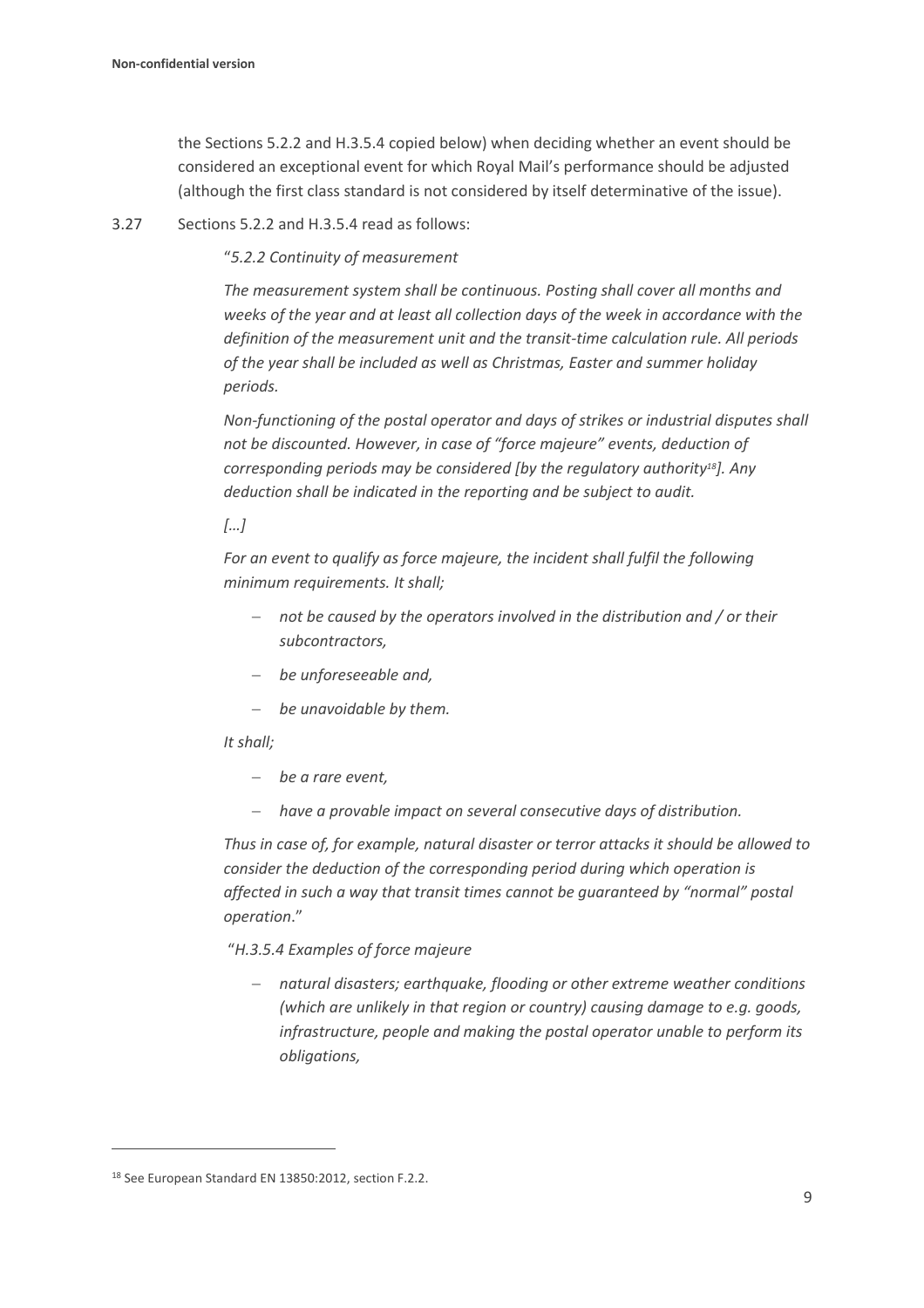the Sections 5.2.2 and H.3.5.4 copied below) when deciding whether an event should be considered an exceptional event for which Royal Mail's performance should be adjusted (although the first class standard is not considered by itself determinative of the issue).

3.27 Sections 5.2.2 and H.3.5.4 read as follows:

"*5.2.2 Continuity of measurement*

*The measurement system shall be continuous. Posting shall cover all months and weeks of the year and at least all collection days of the week in accordance with the definition of the measurement unit and the transit-time calculation rule. All periods of the year shall be included as well as Christmas, Easter and summer holiday periods.*

*Non-functioning of the postal operator and days of strikes or industrial disputes shall not be discounted. However, in case of "force majeure" events, deduction of corresponding periods may be considered [by the regulatory authority[18]]. Any deduction shall be indicated in the reporting and be subject to audit.*

*[…]*

*For an event to qualify as force majeure, the incident shall fulfil the following minimum requirements. It shall;*

- *not be caused by the operators involved in the distribution and / or their subcontractors,*
- *be unforeseeable and,*
- *be unavoidable by them.*

*It shall;*

- *be a rare event,*
- *have a provable impact on several consecutive days of distribution.*

*Thus in case of, for example, natural disaster or terror attacks it should be allowed to consider the deduction of the corresponding period during which operation is affected in such a way that transit times cannot be guaranteed by "normal" postal operation*."

"*H.3.5.4 Examples of force majeure*

- *natural disasters; earthquake, flooding or other extreme weather conditions (which are unlikely in that region or country) causing damage to e.g. goods, infrastructure, people and making the postal operator unable to perform its obligations,*

[18] See European Standard EN 13850:2012, section F.2.2.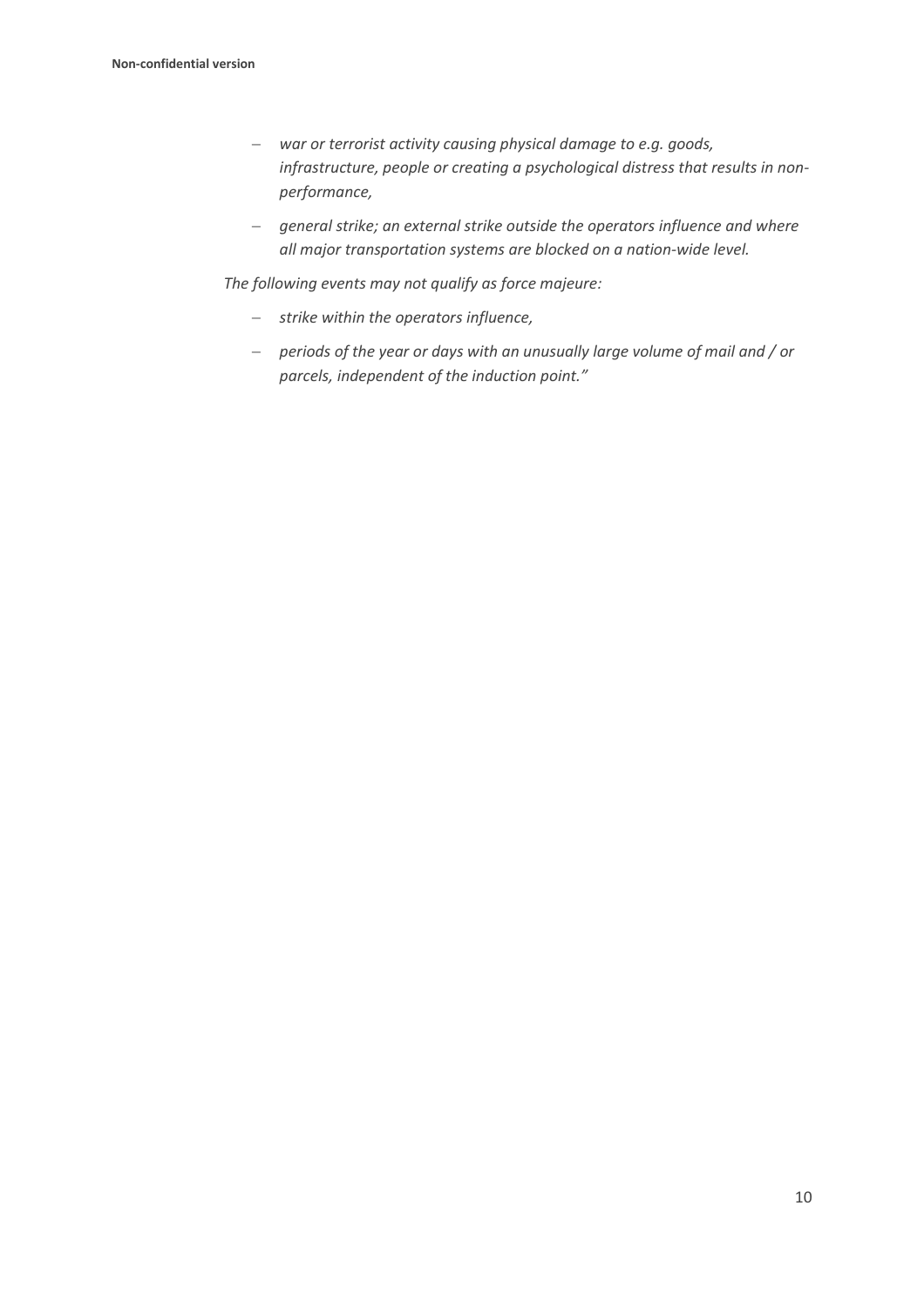- *war or terrorist activity causing physical damage to e.g. goods, infrastructure, people or creating a psychological distress that results in non-performance,*
- *general strike; an external strike outside the operators influence and where all major transportation systems are blocked on a nation-wide level.*

*The following events may not qualify as force majeure:*

- *strike within the operators influence,*
- *periods of the year or days with an unusually large volume of mail and / or parcels, independent of the induction point."*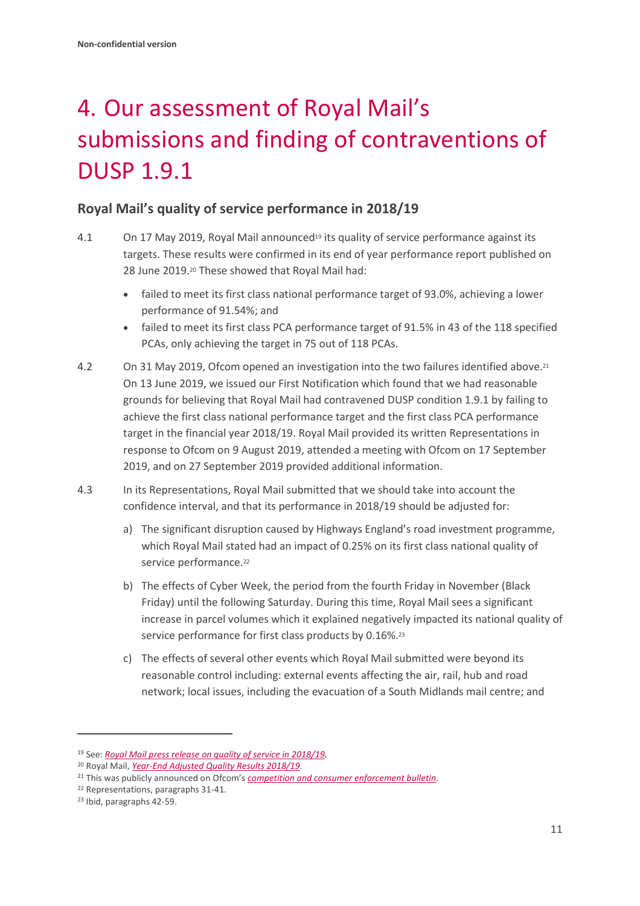# 4. Our assessment of Royal Mail's submissions and finding of contraventions of DUSP 1.9.1

## Royal Mail's quality of service performance in 2018/19

4.1 On 17 May 2019, Royal Mail announced[19] its quality of service performance against its targets. These results were confirmed in its end of year performance report published on 28 June 2019.[20] These showed that Royal Mail had:

- failed to meet its first class national performance target of 93.0%, achieving a lower performance of 91.54%; and
- failed to meet its first class PCA performance target of 91.5% in 43 of the 118 specified PCAs, only achieving the target in 75 out of 118 PCAs.

4.2 On 31 May 2019, Ofcom opened an investigation into the two failures identified above.[21] On 13 June 2019, we issued our First Notification which found that we had reasonable grounds for believing that Royal Mail had contravened DUSP condition 1.9.1 by failing to achieve the first class national performance target and the first class PCA performance target in the financial year 2018/19. Royal Mail provided its written Representations in response to Ofcom on 9 August 2019, attended a meeting with Ofcom on 17 September 2019, and on 27 September 2019 provided additional information.

4.3 In its Representations, Royal Mail submitted that we should take into account the confidence interval, and that its performance in 2018/19 should be adjusted for:

a) The significant disruption caused by Highways England's road investment programme, which Royal Mail stated had an impact of 0.25% on its first class national quality of service performance.[22]

b) The effects of Cyber Week, the period from the fourth Friday in November (Black Friday) until the following Saturday. During this time, Royal Mail sees a significant increase in parcel volumes which it explained negatively impacted its national quality of service performance for first class products by 0.16%.[23]

c) The effects of several other events which Royal Mail submitted were beyond its reasonable control including: external events affecting the air, rail, hub and road network; local issues, including the evacuation of a South Midlands mail centre; and

---

[19] See: *Royal Mail press release on quality of service in 2018/19*.

[20] Royal Mail, *Year-End Adjusted Quality Results 2018/19*.

[21] This was publicly announced on Ofcom's *competition and consumer enforcement bulletin*.

[22] Representations, paragraphs 31-41.

[23] Ibid, paragraphs 42-59.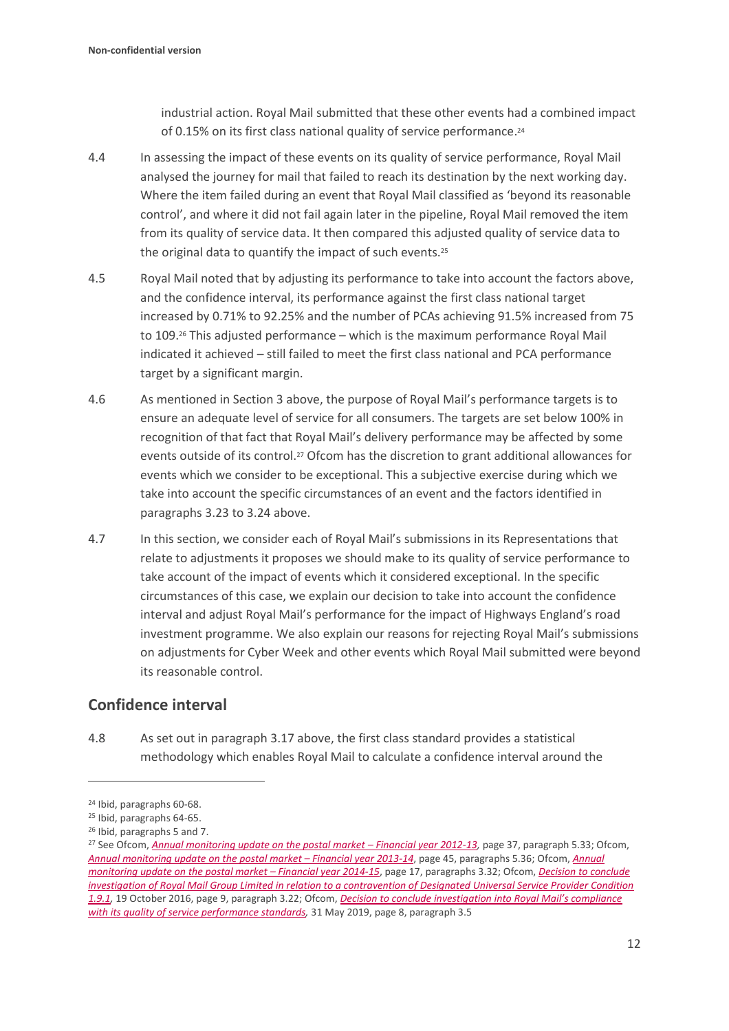industrial action. Royal Mail submitted that these other events had a combined impact of 0.15% on its first class national quality of service performance.[24]

4.4 In assessing the impact of these events on its quality of service performance, Royal Mail analysed the journey for mail that failed to reach its destination by the next working day. Where the item failed during an event that Royal Mail classified as 'beyond its reasonable control', and where it did not fail again later in the pipeline, Royal Mail removed the item from its quality of service data. It then compared this adjusted quality of service data to the original data to quantify the impact of such events.[25]

4.5 Royal Mail noted that by adjusting its performance to take into account the factors above, and the confidence interval, its performance against the first class national target increased by 0.71% to 92.25% and the number of PCAs achieving 91.5% increased from 75 to 109.[26] This adjusted performance – which is the maximum performance Royal Mail indicated it achieved – still failed to meet the first class national and PCA performance target by a significant margin.

4.6 As mentioned in Section 3 above, the purpose of Royal Mail's performance targets is to ensure an adequate level of service for all consumers. The targets are set below 100% in recognition of that fact that Royal Mail's delivery performance may be affected by some events outside of its control.[27] Ofcom has the discretion to grant additional allowances for events which we consider to be exceptional. This a subjective exercise during which we take into account the specific circumstances of an event and the factors identified in paragraphs 3.23 to 3.24 above.

4.7 In this section, we consider each of Royal Mail's submissions in its Representations that relate to adjustments it proposes we should make to its quality of service performance to take account of the impact of events which it considered exceptional. In the specific circumstances of this case, we explain our decision to take into account the confidence interval and adjust Royal Mail's performance for the impact of Highways England's road investment programme. We also explain our reasons for rejecting Royal Mail's submissions on adjustments for Cyber Week and other events which Royal Mail submitted were beyond its reasonable control.

## Confidence interval

4.8 As set out in paragraph 3.17 above, the first class standard provides a statistical methodology which enables Royal Mail to calculate a confidence interval around the

---

[24] Ibid, paragraphs 60-68.

[25] Ibid, paragraphs 64-65.

[26] Ibid, paragraphs 5 and 7.

[27] See Ofcom, *Annual monitoring update on the postal market – Financial year 2012-13*, page 37, paragraph 5.33; Ofcom, *Annual monitoring update on the postal market – Financial year 2013-14*, page 45, paragraphs 5.36; Ofcom, *Annual monitoring update on the postal market – Financial year 2014-15*, page 17, paragraphs 3.32; Ofcom, *Decision to conclude investigation of Royal Mail Group Limited in relation to a contravention of Designated Universal Service Provider Condition 1.9.1*, 19 October 2016, page 9, paragraph 3.22; Ofcom, *Decision to conclude investigation into Royal Mail's compliance with its quality of service performance standards*, 31 May 2019, page 8, paragraph 3.5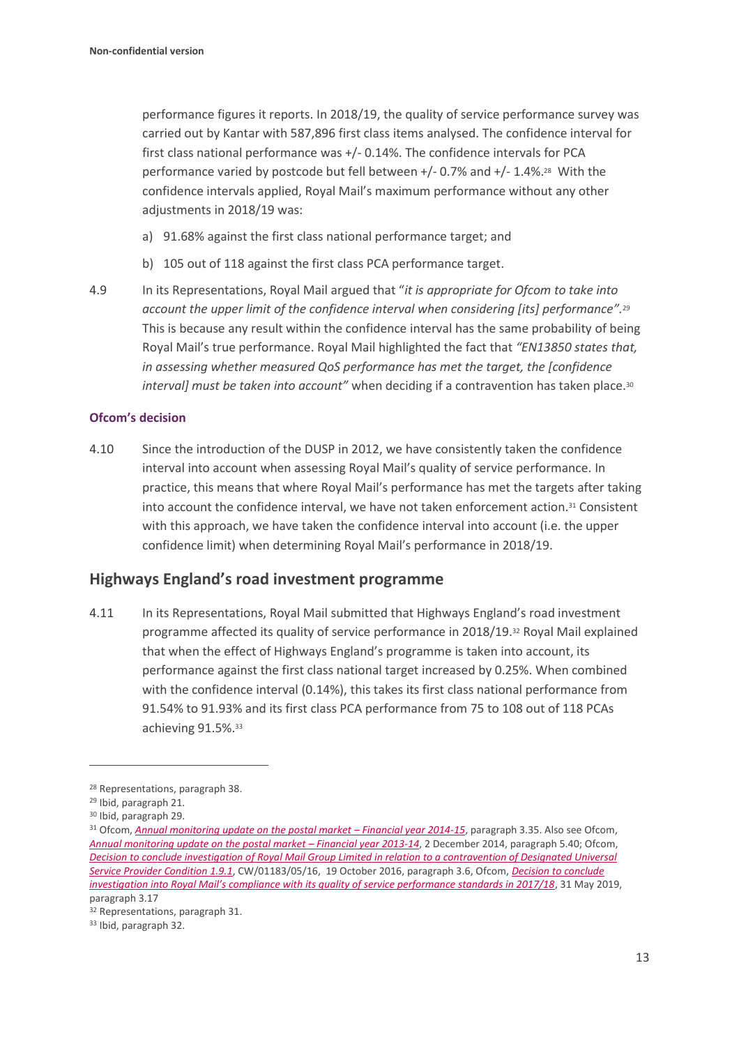performance figures it reports. In 2018/19, the quality of service performance survey was carried out by Kantar with 587,896 first class items analysed. The confidence interval for first class national performance was +/- 0.14%. The confidence intervals for PCA performance varied by postcode but fell between +/- 0.7% and +/- 1.4%.[28] With the confidence intervals applied, Royal Mail's maximum performance without any other adjustments in 2018/19 was:

a) 91.68% against the first class national performance target; and

b) 105 out of 118 against the first class PCA performance target.

4.9 In its Representations, Royal Mail argued that "*it is appropriate for Ofcom to take into account the upper limit of the confidence interval when considering [its] performance"*.[29] This is because any result within the confidence interval has the same probability of being Royal Mail's true performance. Royal Mail highlighted the fact that *"EN13850 states that, in assessing whether measured QoS performance has met the target, the [confidence interval] must be taken into account"* when deciding if a contravention has taken place.[30]

**Ofcom's decision**

4.10 Since the introduction of the DUSP in 2012, we have consistently taken the confidence interval into account when assessing Royal Mail's quality of service performance. In practice, this means that where Royal Mail's performance has met the targets after taking into account the confidence interval, we have not taken enforcement action.[31] Consistent with this approach, we have taken the confidence interval into account (i.e. the upper confidence limit) when determining Royal Mail's performance in 2018/19.

## Highways England's road investment programme

4.11 In its Representations, Royal Mail submitted that Highways England's road investment programme affected its quality of service performance in 2018/19.[32] Royal Mail explained that when the effect of Highways England's programme is taken into account, its performance against the first class national target increased by 0.25%. When combined with the confidence interval (0.14%), this takes its first class national performance from 91.54% to 91.93% and its first class PCA performance from 75 to 108 out of 118 PCAs achieving 91.5%.[33]

---

[28] Representations, paragraph 38.

[29] Ibid, paragraph 21.

[30] Ibid, paragraph 29.

[31] Ofcom, *Annual monitoring update on the postal market – Financial year 2014-15*, paragraph 3.35. Also see Ofcom, *Annual monitoring update on the postal market – Financial year 2013-14*, 2 December 2014, paragraph 5.40; Ofcom, *Decision to conclude investigation of Royal Mail Group Limited in relation to a contravention of Designated Universal Service Provider Condition 1.9.1*, CW/01183/05/16, 19 October 2016, paragraph 3.6, Ofcom, *Decision to conclude investigation into Royal Mail's compliance with its quality of service performance standards in 2017/18*, 31 May 2019, paragraph 3.17

[32] Representations, paragraph 31.

[33] Ibid, paragraph 32.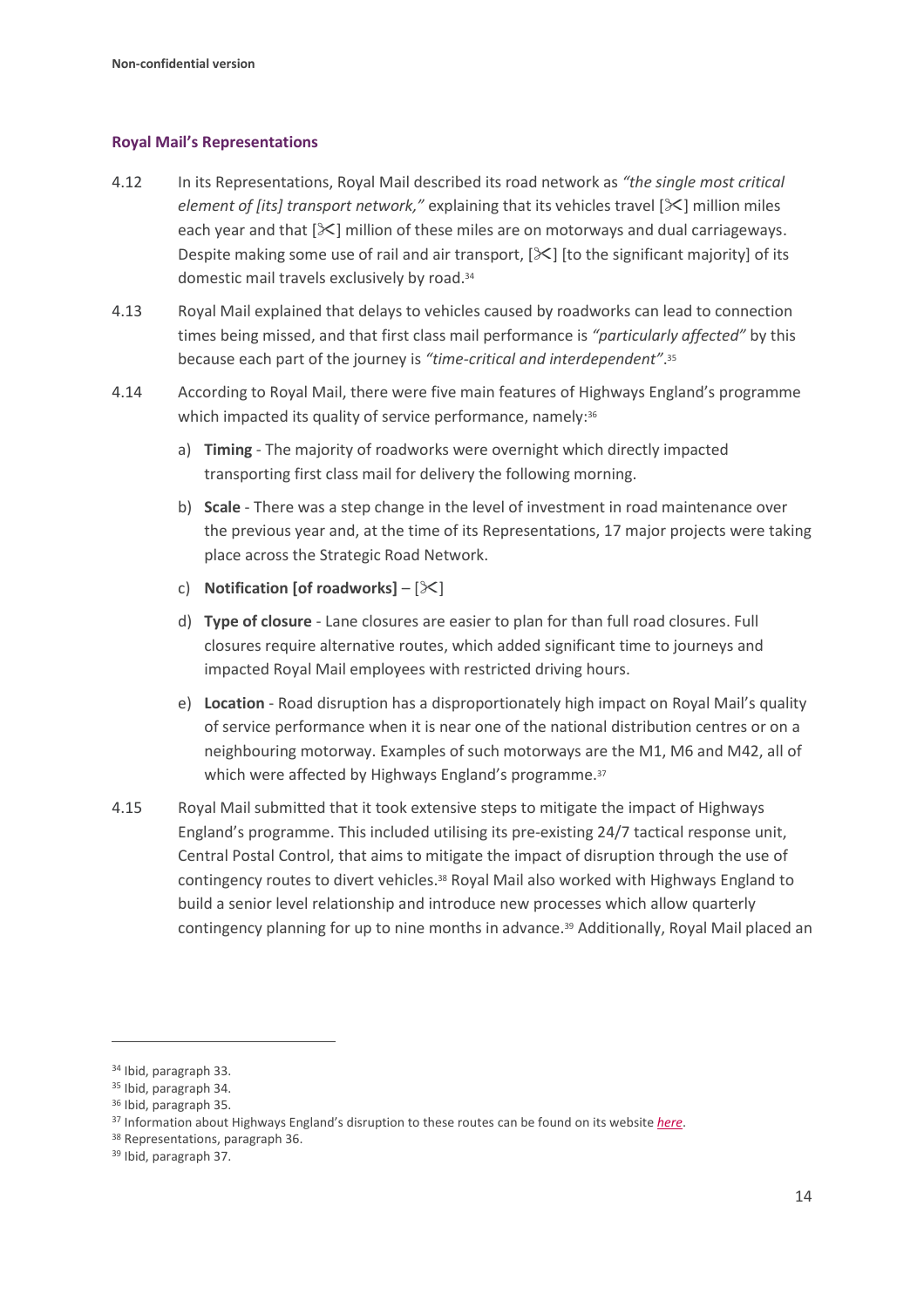Non-confidential version

### Royal Mail's Representations

4.12 In its Representations, Royal Mail described its road network as *"the single most critical element of [its] transport network,"* explaining that its vehicles travel [✂] million miles each year and that [✂] million of these miles are on motorways and dual carriageways. Despite making some use of rail and air transport, [✂] [to the significant majority] of its domestic mail travels exclusively by road.[34]

4.13 Royal Mail explained that delays to vehicles caused by roadworks can lead to connection times being missed, and that first class mail performance is *"particularly affected"* by this because each part of the journey is *"time-critical and interdependent"*.[35]

4.14 According to Royal Mail, there were five main features of Highways England's programme which impacted its quality of service performance, namely:[36]

a) **Timing** - The majority of roadworks were overnight which directly impacted transporting first class mail for delivery the following morning.

b) **Scale** - There was a step change in the level of investment in road maintenance over the previous year and, at the time of its Representations, 17 major projects were taking place across the Strategic Road Network.

c) **Notification [of roadworks]** – [✂]

d) **Type of closure** - Lane closures are easier to plan for than full road closures. Full closures require alternative routes, which added significant time to journeys and impacted Royal Mail employees with restricted driving hours.

e) **Location** - Road disruption has a disproportionately high impact on Royal Mail's quality of service performance when it is near one of the national distribution centres or on a neighbouring motorway. Examples of such motorways are the M1, M6 and M42, all of which were affected by Highways England's programme.[37]

4.15 Royal Mail submitted that it took extensive steps to mitigate the impact of Highways England's programme. This included utilising its pre-existing 24/7 tactical response unit, Central Postal Control, that aims to mitigate the impact of disruption through the use of contingency routes to divert vehicles.[38] Royal Mail also worked with Highways England to build a senior level relationship and introduce new processes which allow quarterly contingency planning for up to nine months in advance.[39] Additionally, Royal Mail placed an

---

[34] Ibid, paragraph 33.

[35] Ibid, paragraph 34.

[36] Ibid, paragraph 35.

[37] Information about Highways England's disruption to these routes can be found on its website *here*.

[38] Representations, paragraph 36.

[39] Ibid, paragraph 37.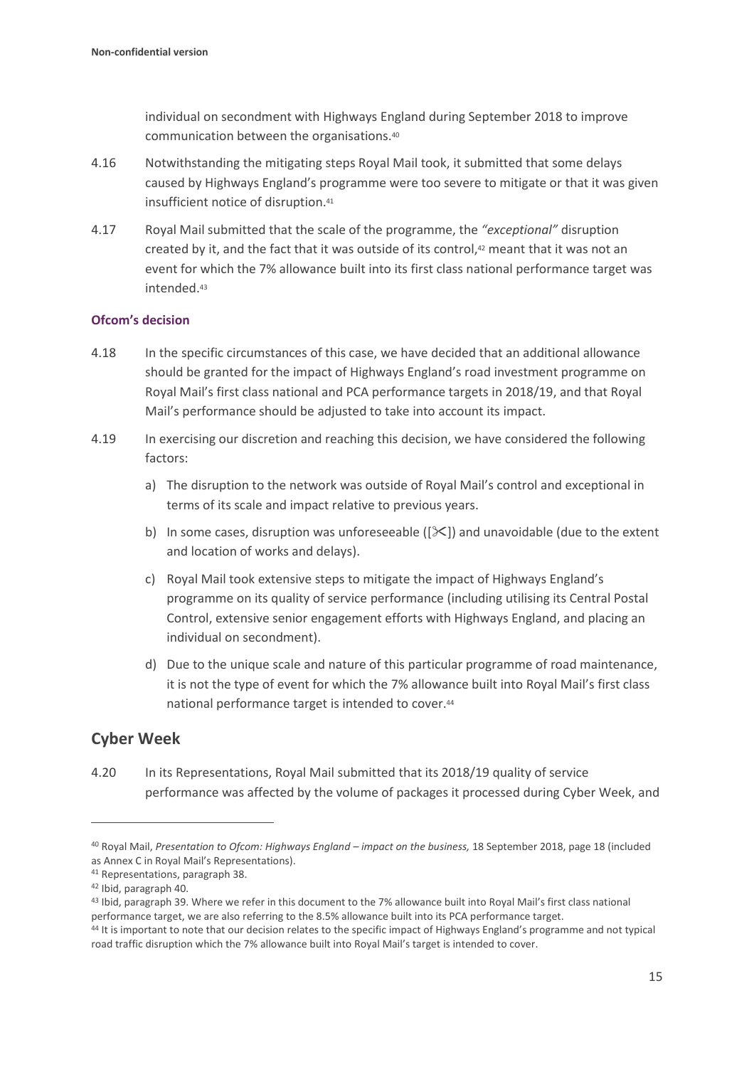individual on secondment with Highways England during September 2018 to improve communication between the organisations.[40]

4.16 Notwithstanding the mitigating steps Royal Mail took, it submitted that some delays caused by Highways England's programme were too severe to mitigate or that it was given insufficient notice of disruption.[41]

4.17 Royal Mail submitted that the scale of the programme, the *"exceptional"* disruption created by it, and the fact that it was outside of its control,[42] meant that it was not an event for which the 7% allowance built into its first class national performance target was intended.[43]

### Ofcom's decision

4.18 In the specific circumstances of this case, we have decided that an additional allowance should be granted for the impact of Highways England's road investment programme on Royal Mail's first class national and PCA performance targets in 2018/19, and that Royal Mail's performance should be adjusted to take into account its impact.

4.19 In exercising our discretion and reaching this decision, we have considered the following factors:

a) The disruption to the network was outside of Royal Mail's control and exceptional in terms of its scale and impact relative to previous years.

b) In some cases, disruption was unforeseeable ([✂]) and unavoidable (due to the extent and location of works and delays).

c) Royal Mail took extensive steps to mitigate the impact of Highways England's programme on its quality of service performance (including utilising its Central Postal Control, extensive senior engagement efforts with Highways England, and placing an individual on secondment).

d) Due to the unique scale and nature of this particular programme of road maintenance, it is not the type of event for which the 7% allowance built into Royal Mail's first class national performance target is intended to cover.[44]

## Cyber Week

4.20 In its Representations, Royal Mail submitted that its 2018/19 quality of service performance was affected by the volume of packages it processed during Cyber Week, and

---

[40] Royal Mail, *Presentation to Ofcom: Highways England – impact on the business,* 18 September 2018, page 18 (included as Annex C in Royal Mail's Representations).

[41] Representations, paragraph 38.

[42] Ibid, paragraph 40.

[43] Ibid, paragraph 39. Where we refer in this document to the 7% allowance built into Royal Mail's first class national performance target, we are also referring to the 8.5% allowance built into its PCA performance target.

[44] It is important to note that our decision relates to the specific impact of Highways England's programme and not typical road traffic disruption which the 7% allowance built into Royal Mail's target is intended to cover.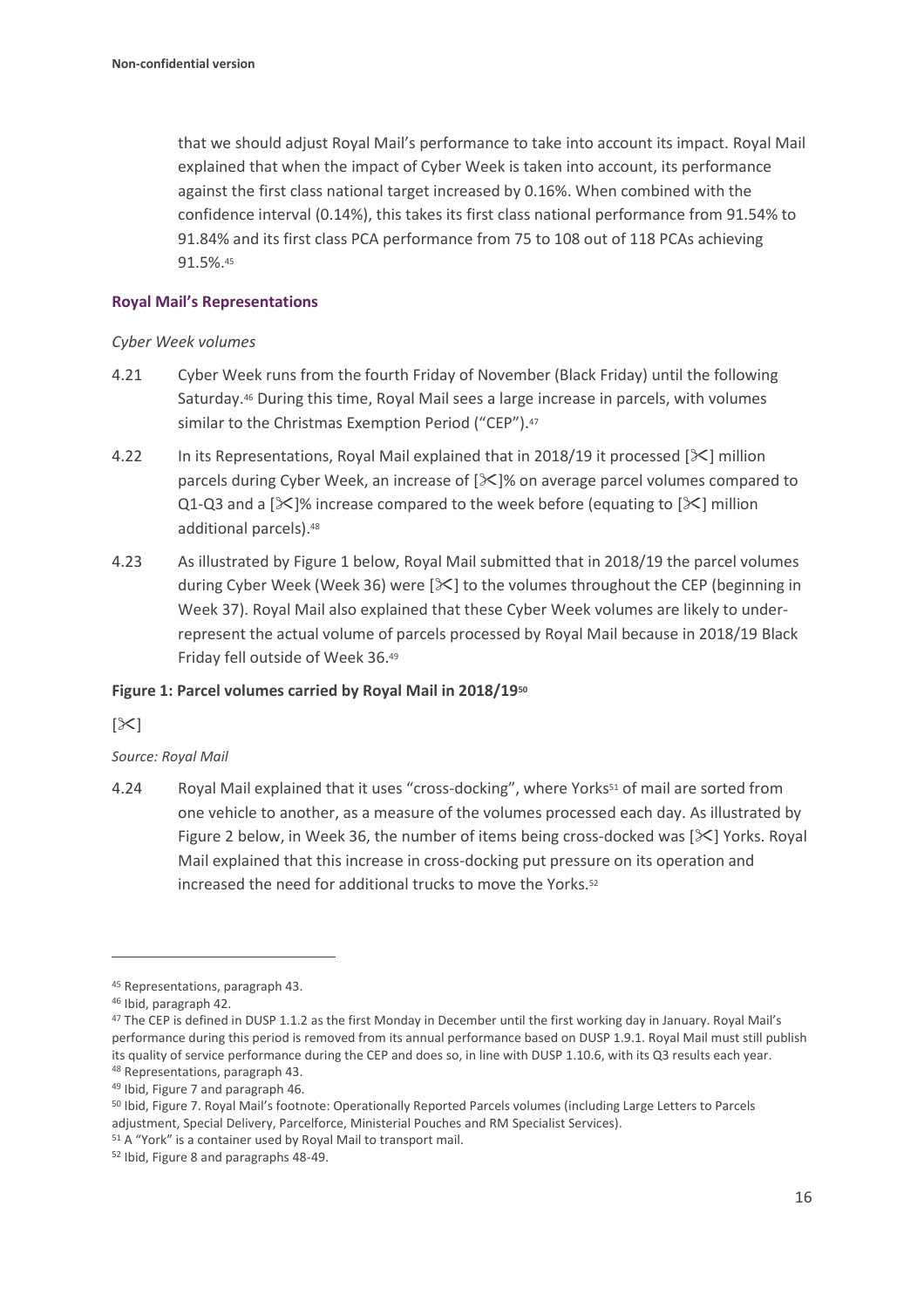that we should adjust Royal Mail's performance to take into account its impact. Royal Mail explained that when the impact of Cyber Week is taken into account, its performance against the first class national target increased by 0.16%. When combined with the confidence interval (0.14%), this takes its first class national performance from 91.54% to 91.84% and its first class PCA performance from 75 to 108 out of 118 PCAs achieving 91.5%.[45]

### Royal Mail's Representations

*Cyber Week volumes*

4.21 Cyber Week runs from the fourth Friday of November (Black Friday) until the following Saturday.[46] During this time, Royal Mail sees a large increase in parcels, with volumes similar to the Christmas Exemption Period ("CEP").[47]

4.22 In its Representations, Royal Mail explained that in 2018/19 it processed [✂] million parcels during Cyber Week, an increase of [✂]% on average parcel volumes compared to Q1-Q3 and a [✂]% increase compared to the week before (equating to [✂] million additional parcels).[48]

4.23 As illustrated by Figure 1 below, Royal Mail submitted that in 2018/19 the parcel volumes during Cyber Week (Week 36) were [✂] to the volumes throughout the CEP (beginning in Week 37). Royal Mail also explained that these Cyber Week volumes are likely to under-represent the actual volume of parcels processed by Royal Mail because in 2018/19 Black Friday fell outside of Week 36.[49]

**Figure 1: Parcel volumes carried by Royal Mail in 2018/19[50]**

[✂]

*Source: Royal Mail*

4.24 Royal Mail explained that it uses "cross-docking", where Yorks[51] of mail are sorted from one vehicle to another, as a measure of the volumes processed each day. As illustrated by Figure 2 below, in Week 36, the number of items being cross-docked was [✂] Yorks. Royal Mail explained that this increase in cross-docking put pressure on its operation and increased the need for additional trucks to move the Yorks.[52]

---

[45] Representations, paragraph 43.

[46] Ibid, paragraph 42.

[47] The CEP is defined in DUSP 1.1.2 as the first Monday in December until the first working day in January. Royal Mail's performance during this period is removed from its annual performance based on DUSP 1.9.1. Royal Mail must still publish its quality of service performance during the CEP and does so, in line with DUSP 1.10.6, with its Q3 results each year.

[48] Representations, paragraph 43.

[49] Ibid, Figure 7 and paragraph 46.

[50] Ibid, Figure 7. Royal Mail's footnote: Operationally Reported Parcels volumes (including Large Letters to Parcels adjustment, Special Delivery, Parcelforce, Ministerial Pouches and RM Specialist Services).

[51] A "York" is a container used by Royal Mail to transport mail.

[52] Ibid, Figure 8 and paragraphs 48-49.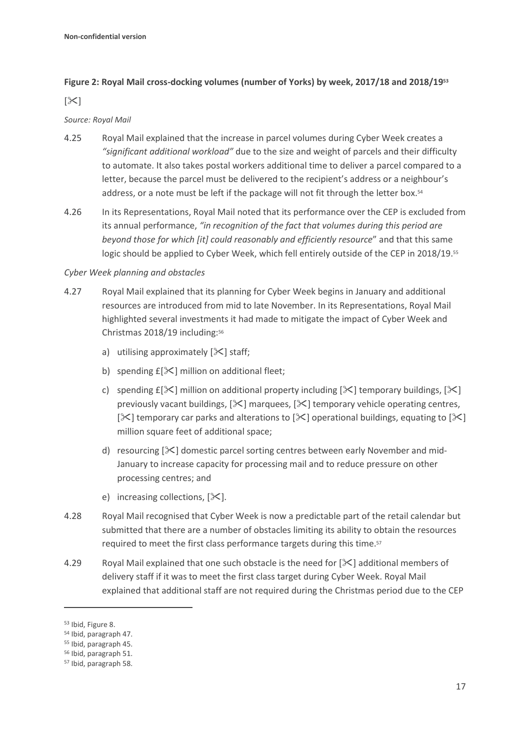**Figure 2: Royal Mail cross-docking volumes (number of Yorks) by week, 2017/18 and 2018/19**[53]

[✂]

*Source: Royal Mail*

4.25 Royal Mail explained that the increase in parcel volumes during Cyber Week creates a *"significant additional workload"* due to the size and weight of parcels and their difficulty to automate. It also takes postal workers additional time to deliver a parcel compared to a letter, because the parcel must be delivered to the recipient's address or a neighbour's address, or a note must be left if the package will not fit through the letter box.[54]

4.26 In its Representations, Royal Mail noted that its performance over the CEP is excluded from its annual performance, *"in recognition of the fact that volumes during this period are beyond those for which [it] could reasonably and efficiently resource*" and that this same logic should be applied to Cyber Week, which fell entirely outside of the CEP in 2018/19.[55]

*Cyber Week planning and obstacles*

4.27 Royal Mail explained that its planning for Cyber Week begins in January and additional resources are introduced from mid to late November. In its Representations, Royal Mail highlighted several investments it had made to mitigate the impact of Cyber Week and Christmas 2018/19 including:[56]

a) utilising approximately [✂] staff;

b) spending £[✂] million on additional fleet;

c) spending £[✂] million on additional property including [✂] temporary buildings, [✂] previously vacant buildings, [✂] marquees, [✂] temporary vehicle operating centres, [✂] temporary car parks and alterations to [✂] operational buildings, equating to [✂] million square feet of additional space;

d) resourcing [✂] domestic parcel sorting centres between early November and mid-January to increase capacity for processing mail and to reduce pressure on other processing centres; and

e) increasing collections, [✂].

4.28 Royal Mail recognised that Cyber Week is now a predictable part of the retail calendar but submitted that there are a number of obstacles limiting its ability to obtain the resources required to meet the first class performance targets during this time.[57]

4.29 Royal Mail explained that one such obstacle is the need for [✂] additional members of delivery staff if it was to meet the first class target during Cyber Week. Royal Mail explained that additional staff are not required during the Christmas period due to the CEP

[53] Ibid, Figure 8.

[54] Ibid, paragraph 47.

[55] Ibid, paragraph 45.

[56] Ibid, paragraph 51.

[57] Ibid, paragraph 58.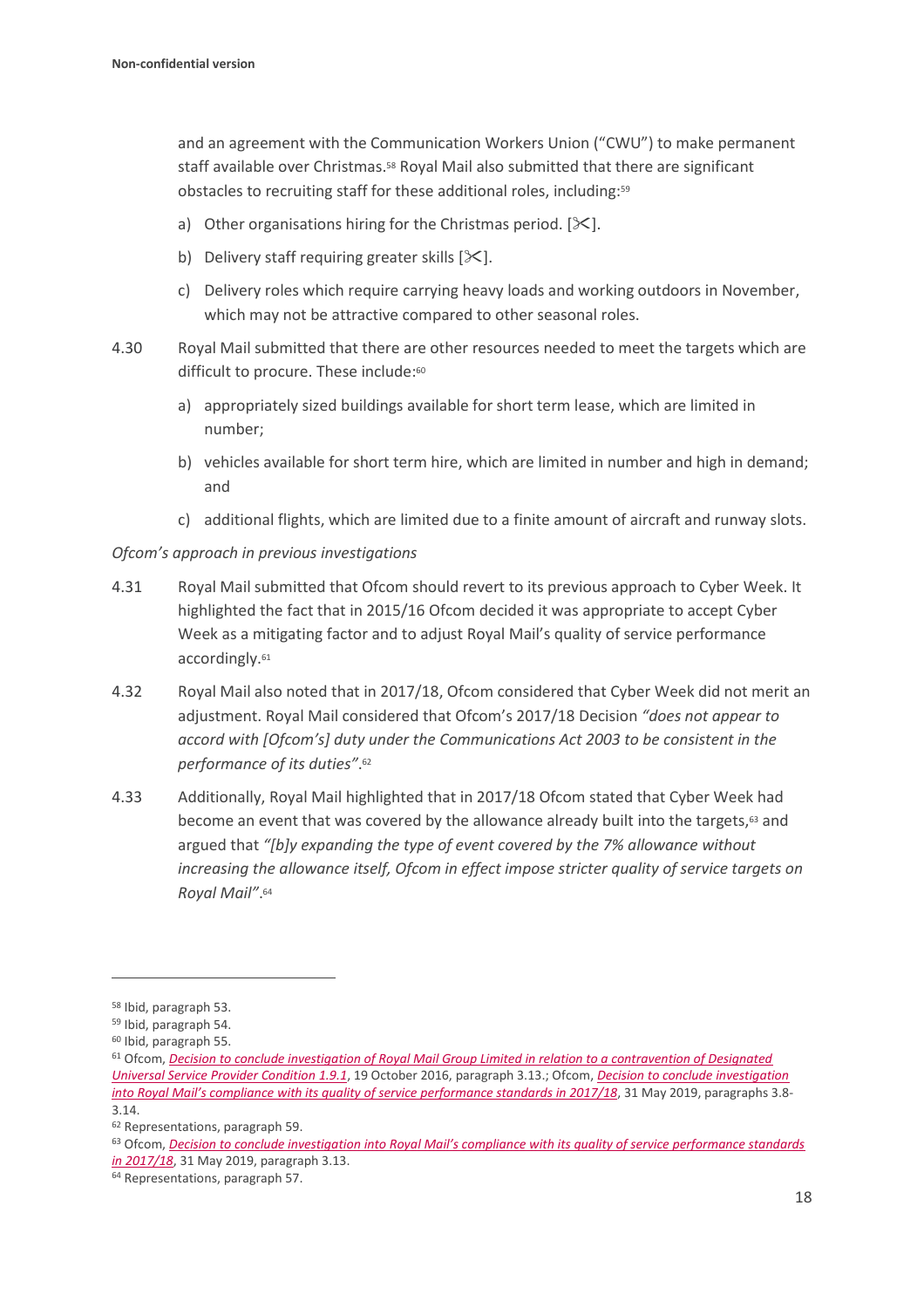and an agreement with the Communication Workers Union ("CWU") to make permanent staff available over Christmas.[58] Royal Mail also submitted that there are significant obstacles to recruiting staff for these additional roles, including:[59]

a) Other organisations hiring for the Christmas period. [✂].

b) Delivery staff requiring greater skills [✂].

c) Delivery roles which require carrying heavy loads and working outdoors in November, which may not be attractive compared to other seasonal roles.

4.30 Royal Mail submitted that there are other resources needed to meet the targets which are difficult to procure. These include:[60]

a) appropriately sized buildings available for short term lease, which are limited in number;

b) vehicles available for short term hire, which are limited in number and high in demand; and

c) additional flights, which are limited due to a finite amount of aircraft and runway slots.

*Ofcom's approach in previous investigations*

4.31 Royal Mail submitted that Ofcom should revert to its previous approach to Cyber Week. It highlighted the fact that in 2015/16 Ofcom decided it was appropriate to accept Cyber Week as a mitigating factor and to adjust Royal Mail's quality of service performance accordingly.[61]

4.32 Royal Mail also noted that in 2017/18, Ofcom considered that Cyber Week did not merit an adjustment. Royal Mail considered that Ofcom's 2017/18 Decision *"does not appear to accord with [Ofcom's] duty under the Communications Act 2003 to be consistent in the performance of its duties"*.[62]

4.33 Additionally, Royal Mail highlighted that in 2017/18 Ofcom stated that Cyber Week had become an event that was covered by the allowance already built into the targets,[63] and argued that *"[b]y expanding the type of event covered by the 7% allowance without increasing the allowance itself, Ofcom in effect impose stricter quality of service targets on Royal Mail"*.[64]

---

[58] Ibid, paragraph 53.

[59] Ibid, paragraph 54.

[60] Ibid, paragraph 55.

[61] Ofcom, *Decision to conclude investigation of Royal Mail Group Limited in relation to a contravention of Designated Universal Service Provider Condition 1.9.1*, 19 October 2016, paragraph 3.13.; Ofcom, *Decision to conclude investigation into Royal Mail's compliance with its quality of service performance standards in 2017/18*, 31 May 2019, paragraphs 3.8-3.14.

[62] Representations, paragraph 59.

[63] Ofcom, *Decision to conclude investigation into Royal Mail's compliance with its quality of service performance standards in 2017/18*, 31 May 2019, paragraph 3.13.

[64] Representations, paragraph 57.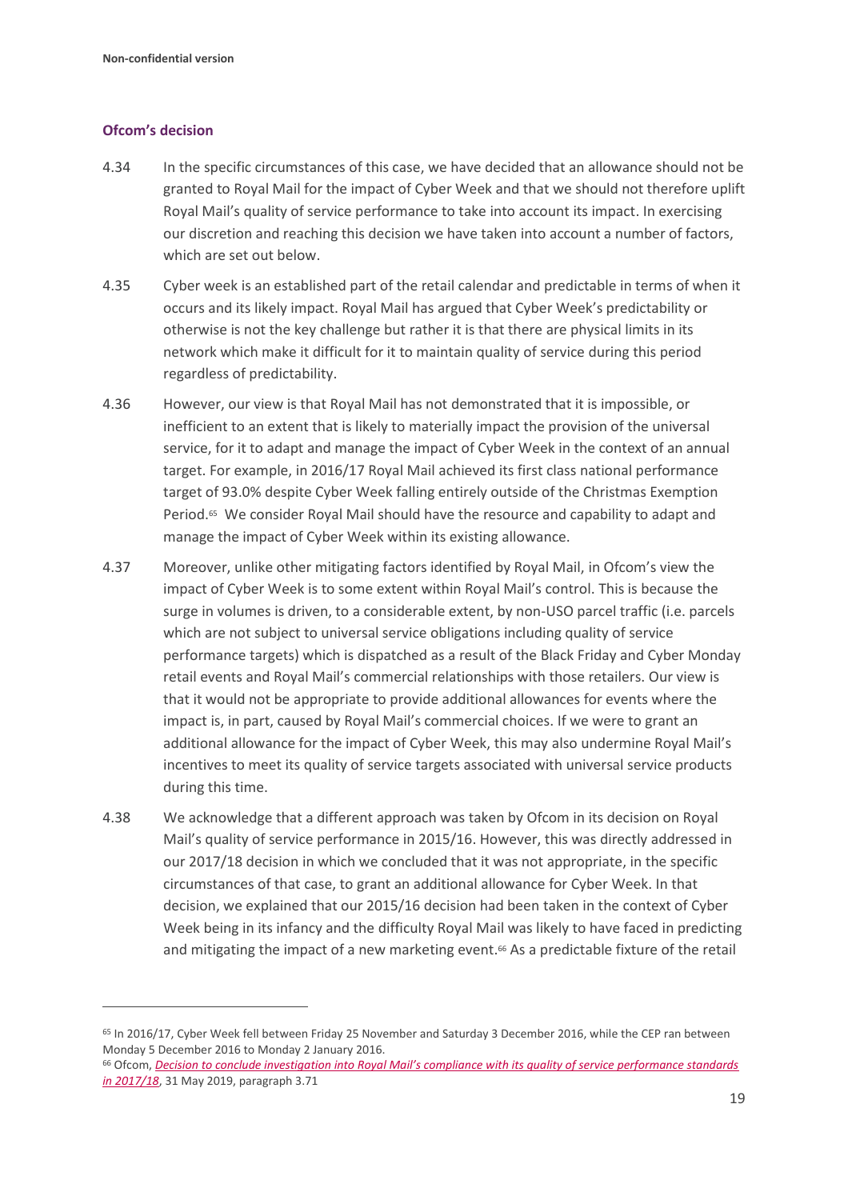### Ofcom's decision

4.34 In the specific circumstances of this case, we have decided that an allowance should not be granted to Royal Mail for the impact of Cyber Week and that we should not therefore uplift Royal Mail's quality of service performance to take into account its impact. In exercising our discretion and reaching this decision we have taken into account a number of factors, which are set out below.

4.35 Cyber week is an established part of the retail calendar and predictable in terms of when it occurs and its likely impact. Royal Mail has argued that Cyber Week's predictability or otherwise is not the key challenge but rather it is that there are physical limits in its network which make it difficult for it to maintain quality of service during this period regardless of predictability.

4.36 However, our view is that Royal Mail has not demonstrated that it is impossible, or inefficient to an extent that is likely to materially impact the provision of the universal service, for it to adapt and manage the impact of Cyber Week in the context of an annual target. For example, in 2016/17 Royal Mail achieved its first class national performance target of 93.0% despite Cyber Week falling entirely outside of the Christmas Exemption Period.[65] We consider Royal Mail should have the resource and capability to adapt and manage the impact of Cyber Week within its existing allowance.

4.37 Moreover, unlike other mitigating factors identified by Royal Mail, in Ofcom's view the impact of Cyber Week is to some extent within Royal Mail's control. This is because the surge in volumes is driven, to a considerable extent, by non-USO parcel traffic (i.e. parcels which are not subject to universal service obligations including quality of service performance targets) which is dispatched as a result of the Black Friday and Cyber Monday retail events and Royal Mail's commercial relationships with those retailers. Our view is that it would not be appropriate to provide additional allowances for events where the impact is, in part, caused by Royal Mail's commercial choices. If we were to grant an additional allowance for the impact of Cyber Week, this may also undermine Royal Mail's incentives to meet its quality of service targets associated with universal service products during this time.

4.38 We acknowledge that a different approach was taken by Ofcom in its decision on Royal Mail's quality of service performance in 2015/16. However, this was directly addressed in our 2017/18 decision in which we concluded that it was not appropriate, in the specific circumstances of that case, to grant an additional allowance for Cyber Week. In that decision, we explained that our 2015/16 decision had been taken in the context of Cyber Week being in its infancy and the difficulty Royal Mail was likely to have faced in predicting and mitigating the impact of a new marketing event.[66] As a predictable fixture of the retail

---

[65] In 2016/17, Cyber Week fell between Friday 25 November and Saturday 3 December 2016, while the CEP ran between Monday 5 December 2016 to Monday 2 January 2016.

[66] Ofcom, *Decision to conclude investigation into Royal Mail's compliance with its quality of service performance standards in 2017/18*, 31 May 2019, paragraph 3.71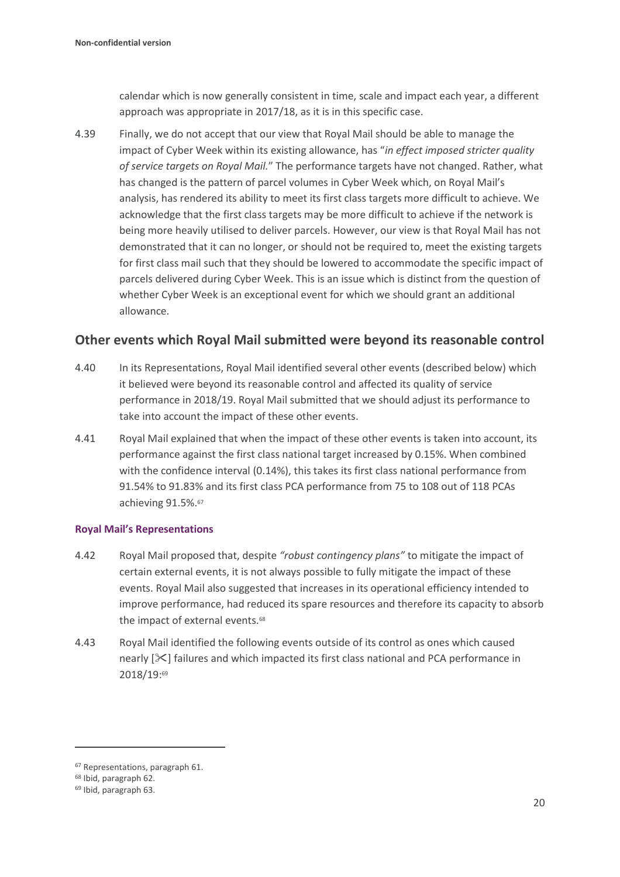calendar which is now generally consistent in time, scale and impact each year, a different approach was appropriate in 2017/18, as it is in this specific case.

4.39 Finally, we do not accept that our view that Royal Mail should be able to manage the impact of Cyber Week within its existing allowance, has "*in effect imposed stricter quality of service targets on Royal Mail.*" The performance targets have not changed. Rather, what has changed is the pattern of parcel volumes in Cyber Week which, on Royal Mail's analysis, has rendered its ability to meet its first class targets more difficult to achieve. We acknowledge that the first class targets may be more difficult to achieve if the network is being more heavily utilised to deliver parcels. However, our view is that Royal Mail has not demonstrated that it can no longer, or should not be required to, meet the existing targets for first class mail such that they should be lowered to accommodate the specific impact of parcels delivered during Cyber Week. This is an issue which is distinct from the question of whether Cyber Week is an exceptional event for which we should grant an additional allowance.

## Other events which Royal Mail submitted were beyond its reasonable control

4.40 In its Representations, Royal Mail identified several other events (described below) which it believed were beyond its reasonable control and affected its quality of service performance in 2018/19. Royal Mail submitted that we should adjust its performance to take into account the impact of these other events.

4.41 Royal Mail explained that when the impact of these other events is taken into account, its performance against the first class national target increased by 0.15%. When combined with the confidence interval (0.14%), this takes its first class national performance from 91.54% to 91.83% and its first class PCA performance from 75 to 108 out of 118 PCAs achieving 91.5%.[67]

#### Royal Mail's Representations

4.42 Royal Mail proposed that, despite *"robust contingency plans"* to mitigate the impact of certain external events, it is not always possible to fully mitigate the impact of these events. Royal Mail also suggested that increases in its operational efficiency intended to improve performance, had reduced its spare resources and therefore its capacity to absorb the impact of external events.[68]

4.43 Royal Mail identified the following events outside of its control as ones which caused nearly [✂] failures and which impacted its first class national and PCA performance in 2018/19:[69]

---

[67] Representations, paragraph 61.

[68] Ibid, paragraph 62.

[69] Ibid, paragraph 63.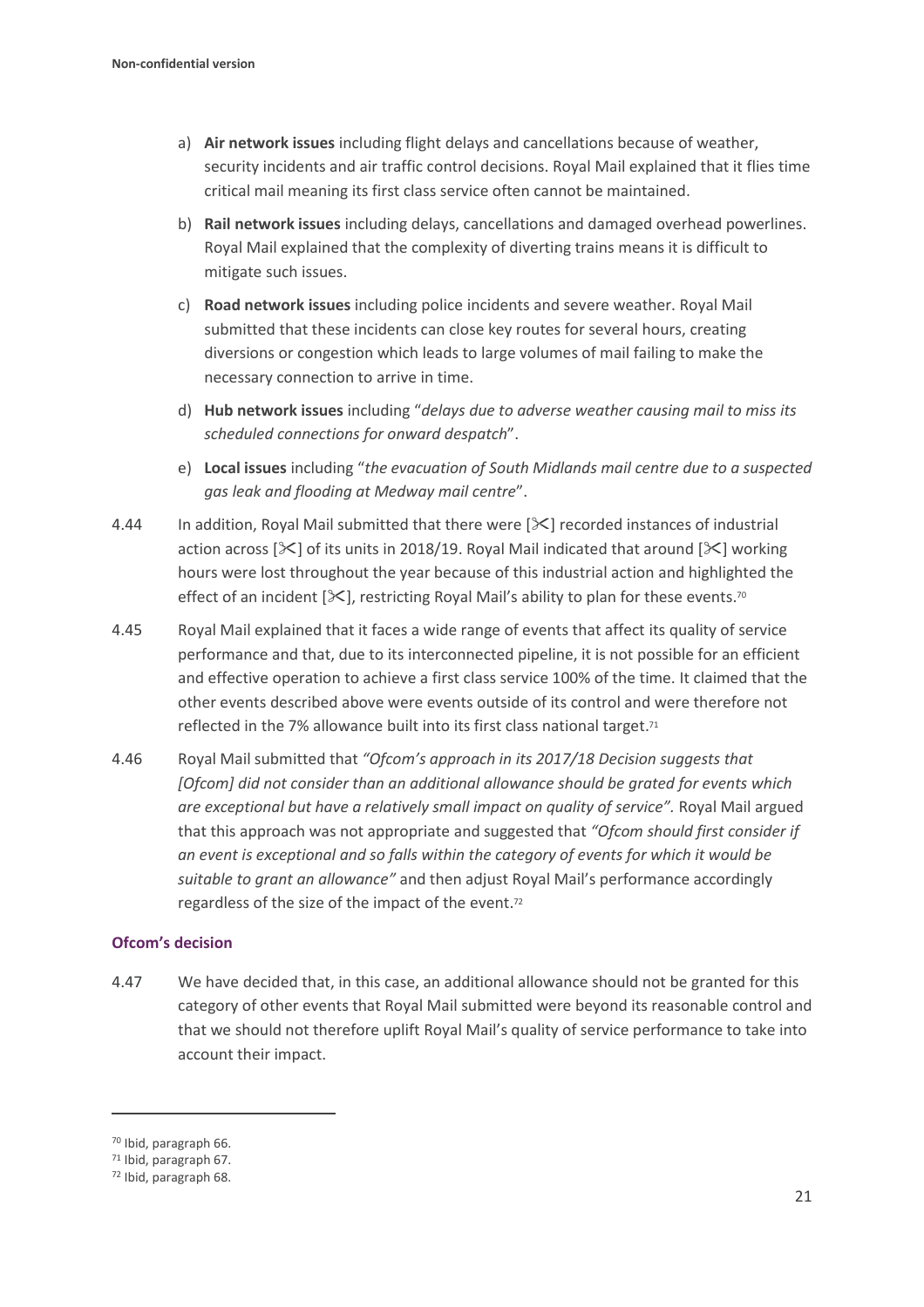a) **Air network issues** including flight delays and cancellations because of weather, security incidents and air traffic control decisions. Royal Mail explained that it flies time critical mail meaning its first class service often cannot be maintained.

b) **Rail network issues** including delays, cancellations and damaged overhead powerlines. Royal Mail explained that the complexity of diverting trains means it is difficult to mitigate such issues.

c) **Road network issues** including police incidents and severe weather. Royal Mail submitted that these incidents can close key routes for several hours, creating diversions or congestion which leads to large volumes of mail failing to make the necessary connection to arrive in time.

d) **Hub network issues** including "*delays due to adverse weather causing mail to miss its scheduled connections for onward despatch*".

e) **Local issues** including "*the evacuation of South Midlands mail centre due to a suspected gas leak and flooding at Medway mail centre*".

4.44 In addition, Royal Mail submitted that there were [✂] recorded instances of industrial action across [✂] of its units in 2018/19. Royal Mail indicated that around [✂] working hours were lost throughout the year because of this industrial action and highlighted the effect of an incident [✂], restricting Royal Mail's ability to plan for these events.[70]

4.45 Royal Mail explained that it faces a wide range of events that affect its quality of service performance and that, due to its interconnected pipeline, it is not possible for an efficient and effective operation to achieve a first class service 100% of the time. It claimed that the other events described above were events outside of its control and were therefore not reflected in the 7% allowance built into its first class national target.[71]

4.46 Royal Mail submitted that *"Ofcom's approach in its 2017/18 Decision suggests that [Ofcom] did not consider than an additional allowance should be grated for events which are exceptional but have a relatively small impact on quality of service".* Royal Mail argued that this approach was not appropriate and suggested that *"Ofcom should first consider if an event is exceptional and so falls within the category of events for which it would be suitable to grant an allowance"* and then adjust Royal Mail's performance accordingly regardless of the size of the impact of the event.[72]

### Ofcom's decision

4.47 We have decided that, in this case, an additional allowance should not be granted for this category of other events that Royal Mail submitted were beyond its reasonable control and that we should not therefore uplift Royal Mail's quality of service performance to take into account their impact.

---

[70] Ibid, paragraph 66.

[71] Ibid, paragraph 67.

[72] Ibid, paragraph 68.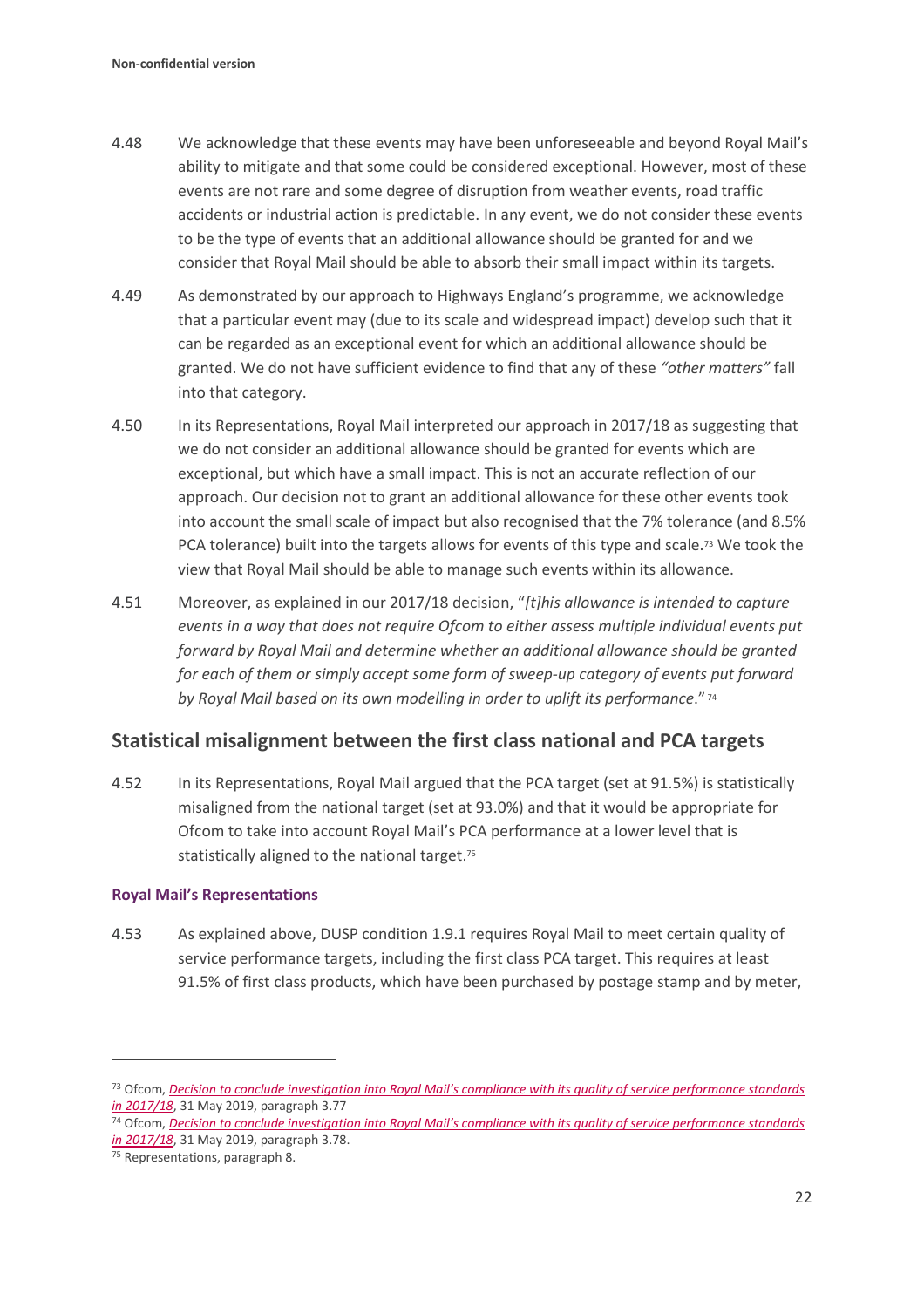4.48 We acknowledge that these events may have been unforeseeable and beyond Royal Mail's ability to mitigate and that some could be considered exceptional. However, most of these events are not rare and some degree of disruption from weather events, road traffic accidents or industrial action is predictable. In any event, we do not consider these events to be the type of events that an additional allowance should be granted for and we consider that Royal Mail should be able to absorb their small impact within its targets.

4.49 As demonstrated by our approach to Highways England's programme, we acknowledge that a particular event may (due to its scale and widespread impact) develop such that it can be regarded as an exceptional event for which an additional allowance should be granted. We do not have sufficient evidence to find that any of these *"other matters"* fall into that category.

4.50 In its Representations, Royal Mail interpreted our approach in 2017/18 as suggesting that we do not consider an additional allowance should be granted for events which are exceptional, but which have a small impact. This is not an accurate reflection of our approach. Our decision not to grant an additional allowance for these other events took into account the small scale of impact but also recognised that the 7% tolerance (and 8.5% PCA tolerance) built into the targets allows for events of this type and scale.[73] We took the view that Royal Mail should be able to manage such events within its allowance.

4.51 Moreover, as explained in our 2017/18 decision, "*[t]his allowance is intended to capture events in a way that does not require Ofcom to either assess multiple individual events put forward by Royal Mail and determine whether an additional allowance should be granted for each of them or simply accept some form of sweep-up category of events put forward by Royal Mail based on its own modelling in order to uplift its performance*."[74]

## Statistical misalignment between the first class national and PCA targets

4.52 In its Representations, Royal Mail argued that the PCA target (set at 91.5%) is statistically misaligned from the national target (set at 93.0%) and that it would be appropriate for Ofcom to take into account Royal Mail's PCA performance at a lower level that is statistically aligned to the national target.[75]

### Royal Mail's Representations

4.53 As explained above, DUSP condition 1.9.1 requires Royal Mail to meet certain quality of service performance targets, including the first class PCA target. This requires at least 91.5% of first class products, which have been purchased by postage stamp and by meter,

---

[73] Ofcom, *Decision to conclude investigation into Royal Mail's compliance with its quality of service performance standards in 2017/18*, 31 May 2019, paragraph 3.77

[74] Ofcom, *Decision to conclude investigation into Royal Mail's compliance with its quality of service performance standards in 2017/18*, 31 May 2019, paragraph 3.78.

[75] Representations, paragraph 8.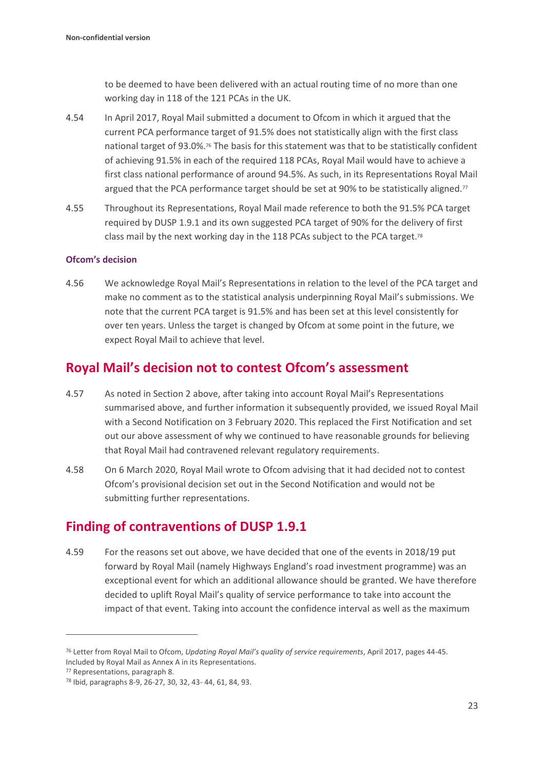to be deemed to have been delivered with an actual routing time of no more than one working day in 118 of the 121 PCAs in the UK.

4.54 In April 2017, Royal Mail submitted a document to Ofcom in which it argued that the current PCA performance target of 91.5% does not statistically align with the first class national target of 93.0%.[76] The basis for this statement was that to be statistically confident of achieving 91.5% in each of the required 118 PCAs, Royal Mail would have to achieve a first class national performance of around 94.5%. As such, in its Representations Royal Mail argued that the PCA performance target should be set at 90% to be statistically aligned.[77]

4.55 Throughout its Representations, Royal Mail made reference to both the 91.5% PCA target required by DUSP 1.9.1 and its own suggested PCA target of 90% for the delivery of first class mail by the next working day in the 118 PCAs subject to the PCA target.[78]

### Ofcom's decision

4.56 We acknowledge Royal Mail's Representations in relation to the level of the PCA target and make no comment as to the statistical analysis underpinning Royal Mail's submissions. We note that the current PCA target is 91.5% and has been set at this level consistently for over ten years. Unless the target is changed by Ofcom at some point in the future, we expect Royal Mail to achieve that level.

## Royal Mail's decision not to contest Ofcom's assessment

4.57 As noted in Section 2 above, after taking into account Royal Mail's Representations summarised above, and further information it subsequently provided, we issued Royal Mail with a Second Notification on 3 February 2020. This replaced the First Notification and set out our above assessment of why we continued to have reasonable grounds for believing that Royal Mail had contravened relevant regulatory requirements.

4.58 On 6 March 2020, Royal Mail wrote to Ofcom advising that it had decided not to contest Ofcom's provisional decision set out in the Second Notification and would not be submitting further representations.

## Finding of contraventions of DUSP 1.9.1

4.59 For the reasons set out above, we have decided that one of the events in 2018/19 put forward by Royal Mail (namely Highways England's road investment programme) was an exceptional event for which an additional allowance should be granted. We have therefore decided to uplift Royal Mail's quality of service performance to take into account the impact of that event. Taking into account the confidence interval as well as the maximum

---

[76] Letter from Royal Mail to Ofcom, *Updating Royal Mail's quality of service requirements*, April 2017, pages 44-45. Included by Royal Mail as Annex A in its Representations.

[77] Representations, paragraph 8.

[78] Ibid, paragraphs 8-9, 26-27, 30, 32, 43- 44, 61, 84, 93.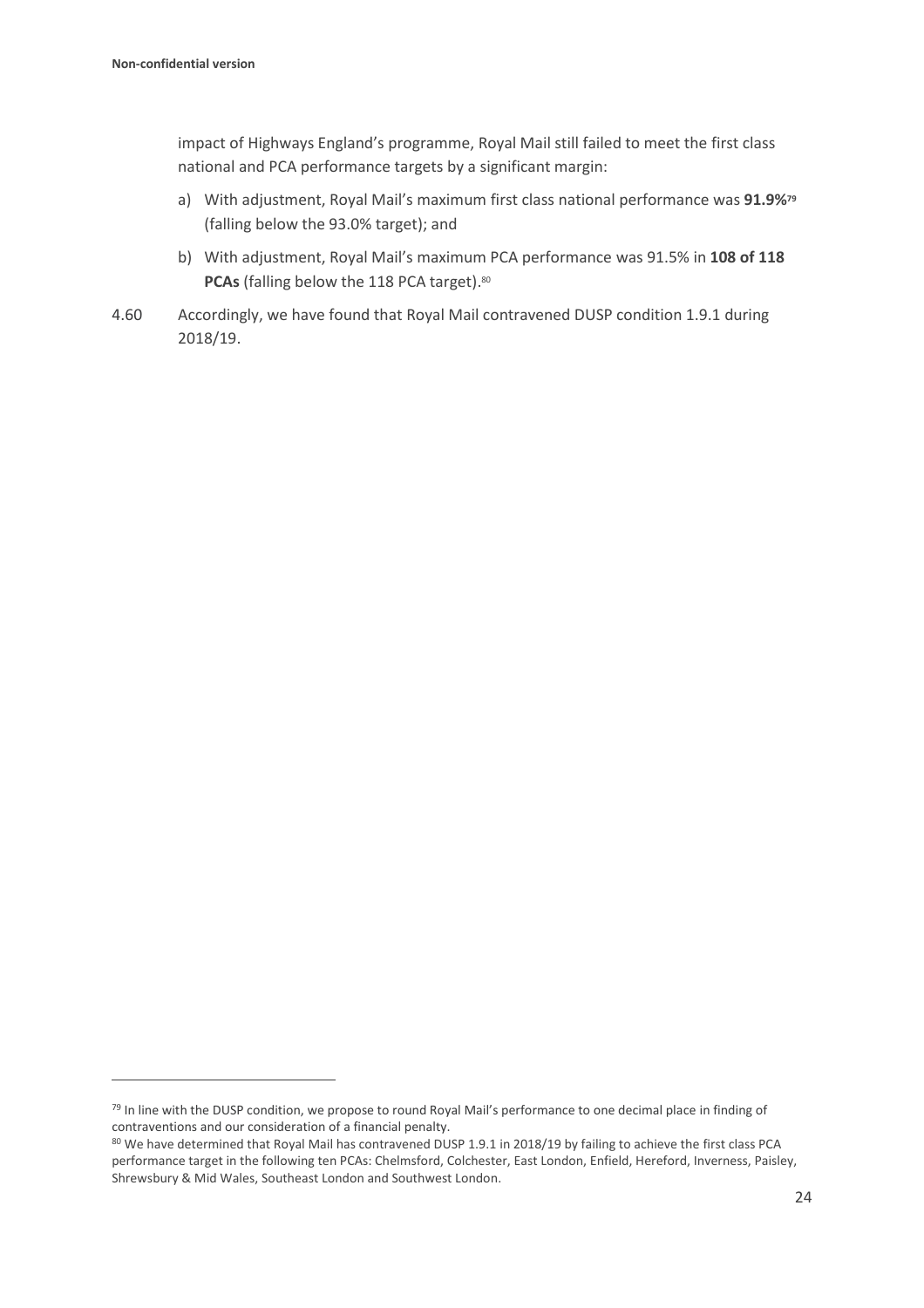impact of Highways England's programme, Royal Mail still failed to meet the first class national and PCA performance targets by a significant margin:

a) With adjustment, Royal Mail's maximum first class national performance was **91.9%**[79] (falling below the 93.0% target); and

b) With adjustment, Royal Mail's maximum PCA performance was 91.5% in **108 of 118 PCAs** (falling below the 118 PCA target).[80]

4.60 Accordingly, we have found that Royal Mail contravened DUSP condition 1.9.1 during 2018/19.

[79] In line with the DUSP condition, we propose to round Royal Mail's performance to one decimal place in finding of contraventions and our consideration of a financial penalty.

[80] We have determined that Royal Mail has contravened DUSP 1.9.1 in 2018/19 by failing to achieve the first class PCA performance target in the following ten PCAs: Chelmsford, Colchester, East London, Enfield, Hereford, Inverness, Paisley, Shrewsbury & Mid Wales, Southeast London and Southwest London.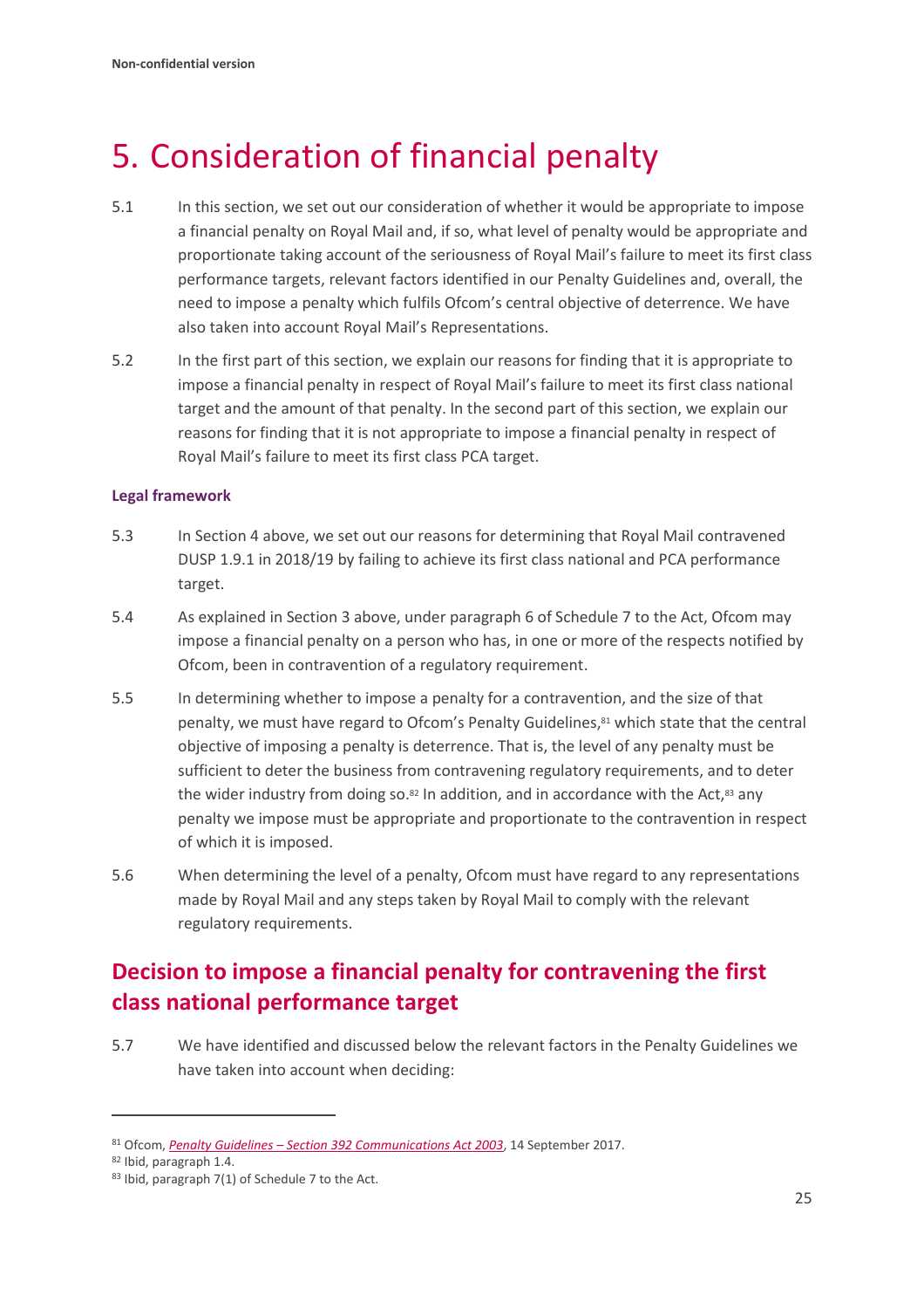# 5. Consideration of financial penalty

5.1 In this section, we set out our consideration of whether it would be appropriate to impose a financial penalty on Royal Mail and, if so, what level of penalty would be appropriate and proportionate taking account of the seriousness of Royal Mail's failure to meet its first class performance targets, relevant factors identified in our Penalty Guidelines and, overall, the need to impose a penalty which fulfils Ofcom's central objective of deterrence. We have also taken into account Royal Mail's Representations.

5.2 In the first part of this section, we explain our reasons for finding that it is appropriate to impose a financial penalty in respect of Royal Mail's failure to meet its first class national target and the amount of that penalty. In the second part of this section, we explain our reasons for finding that it is not appropriate to impose a financial penalty in respect of Royal Mail's failure to meet its first class PCA target.

### Legal framework

5.3 In Section 4 above, we set out our reasons for determining that Royal Mail contravened DUSP 1.9.1 in 2018/19 by failing to achieve its first class national and PCA performance target.

5.4 As explained in Section 3 above, under paragraph 6 of Schedule 7 to the Act, Ofcom may impose a financial penalty on a person who has, in one or more of the respects notified by Ofcom, been in contravention of a regulatory requirement.

5.5 In determining whether to impose a penalty for a contravention, and the size of that penalty, we must have regard to Ofcom's Penalty Guidelines,[81] which state that the central objective of imposing a penalty is deterrence. That is, the level of any penalty must be sufficient to deter the business from contravening regulatory requirements, and to deter the wider industry from doing so.[82] In addition, and in accordance with the Act,[83] any penalty we impose must be appropriate and proportionate to the contravention in respect of which it is imposed.

5.6 When determining the level of a penalty, Ofcom must have regard to any representations made by Royal Mail and any steps taken by Royal Mail to comply with the relevant regulatory requirements.

## Decision to impose a financial penalty for contravening the first class national performance target

5.7 We have identified and discussed below the relevant factors in the Penalty Guidelines we have taken into account when deciding:

---

[81] Ofcom, *Penalty Guidelines – Section 392 Communications Act 2003*, 14 September 2017.

[82] Ibid, paragraph 1.4.

[83] Ibid, paragraph 7(1) of Schedule 7 to the Act.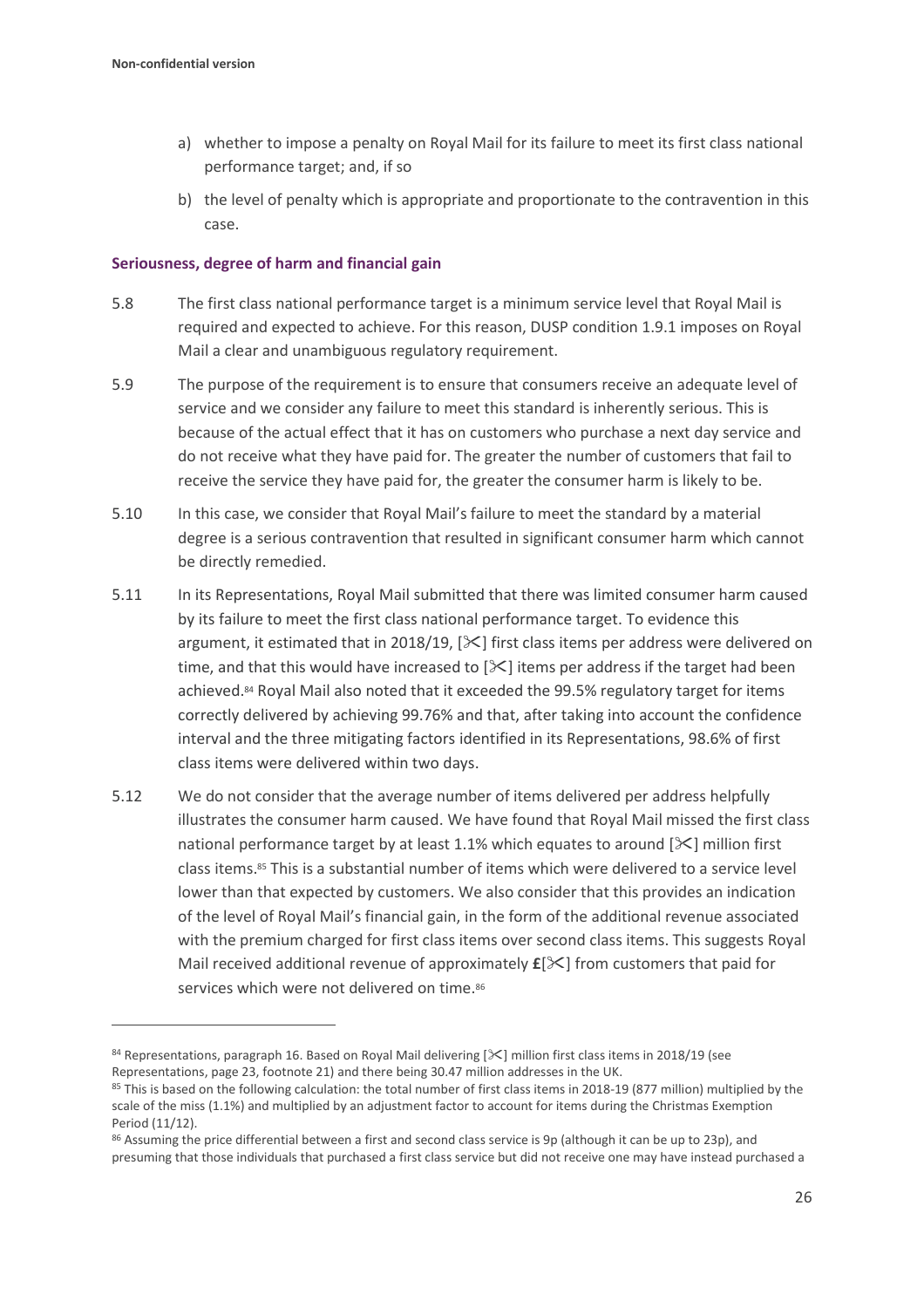a) whether to impose a penalty on Royal Mail for its failure to meet its first class national performance target; and, if so

b) the level of penalty which is appropriate and proportionate to the contravention in this case.

### Seriousness, degree of harm and financial gain

5.8 The first class national performance target is a minimum service level that Royal Mail is required and expected to achieve. For this reason, DUSP condition 1.9.1 imposes on Royal Mail a clear and unambiguous regulatory requirement.

5.9 The purpose of the requirement is to ensure that consumers receive an adequate level of service and we consider any failure to meet this standard is inherently serious. This is because of the actual effect that it has on customers who purchase a next day service and do not receive what they have paid for. The greater the number of customers that fail to receive the service they have paid for, the greater the consumer harm is likely to be.

5.10 In this case, we consider that Royal Mail's failure to meet the standard by a material degree is a serious contravention that resulted in significant consumer harm which cannot be directly remedied.

5.11 In its Representations, Royal Mail submitted that there was limited consumer harm caused by its failure to meet the first class national performance target. To evidence this argument, it estimated that in 2018/19, [✂] first class items per address were delivered on time, and that this would have increased to [✂] items per address if the target had been achieved.[84] Royal Mail also noted that it exceeded the 99.5% regulatory target for items correctly delivered by achieving 99.76% and that, after taking into account the confidence interval and the three mitigating factors identified in its Representations, 98.6% of first class items were delivered within two days.

5.12 We do not consider that the average number of items delivered per address helpfully illustrates the consumer harm caused. We have found that Royal Mail missed the first class national performance target by at least 1.1% which equates to around [✂] million first class items.[85] This is a substantial number of items which were delivered to a service level lower than that expected by customers. We also consider that this provides an indication of the level of Royal Mail's financial gain, in the form of the additional revenue associated with the premium charged for first class items over second class items. This suggests Royal Mail received additional revenue of approximately **£**[✂] from customers that paid for services which were not delivered on time.[86]

---

[84] Representations, paragraph 16. Based on Royal Mail delivering [✂] million first class items in 2018/19 (see Representations, page 23, footnote 21) and there being 30.47 million addresses in the UK.

[85] This is based on the following calculation: the total number of first class items in 2018-19 (877 million) multiplied by the scale of the miss (1.1%) and multiplied by an adjustment factor to account for items during the Christmas Exemption Period (11/12).

[86] Assuming the price differential between a first and second class service is 9p (although it can be up to 23p), and presuming that those individuals that purchased a first class service but did not receive one may have instead purchased a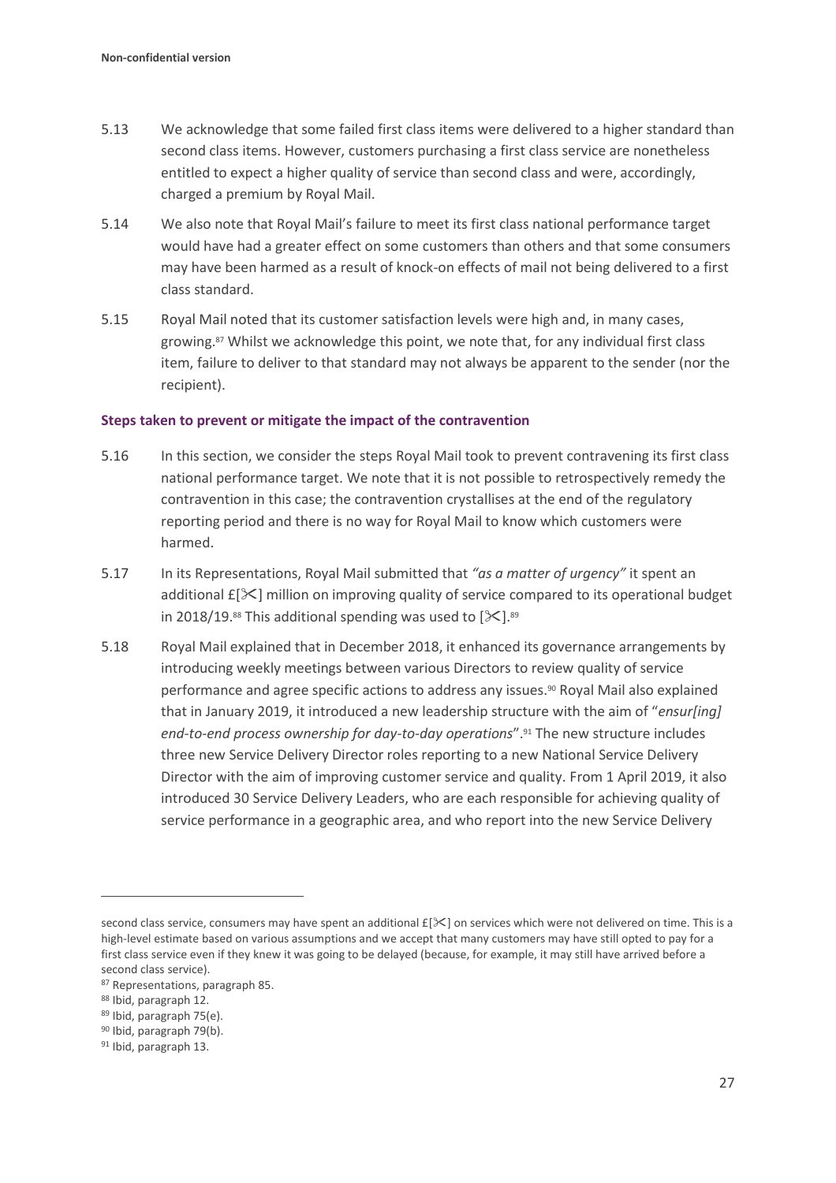5.13 We acknowledge that some failed first class items were delivered to a higher standard than second class items. However, customers purchasing a first class service are nonetheless entitled to expect a higher quality of service than second class and were, accordingly, charged a premium by Royal Mail.

5.14 We also note that Royal Mail's failure to meet its first class national performance target would have had a greater effect on some customers than others and that some consumers may have been harmed as a result of knock-on effects of mail not being delivered to a first class standard.

5.15 Royal Mail noted that its customer satisfaction levels were high and, in many cases, growing.[87] Whilst we acknowledge this point, we note that, for any individual first class item, failure to deliver to that standard may not always be apparent to the sender (nor the recipient).

**Steps taken to prevent or mitigate the impact of the contravention**

5.16 In this section, we consider the steps Royal Mail took to prevent contravening its first class national performance target. We note that it is not possible to retrospectively remedy the contravention in this case; the contravention crystallises at the end of the regulatory reporting period and there is no way for Royal Mail to know which customers were harmed.

5.17 In its Representations, Royal Mail submitted that *"as a matter of urgency"* it spent an additional £[✂] million on improving quality of service compared to its operational budget in 2018/19.[88] This additional spending was used to [✂].[89]

5.18 Royal Mail explained that in December 2018, it enhanced its governance arrangements by introducing weekly meetings between various Directors to review quality of service performance and agree specific actions to address any issues.[90] Royal Mail also explained that in January 2019, it introduced a new leadership structure with the aim of "*ensur[ing] end-to-end process ownership for day-to-day operations*".[91] The new structure includes three new Service Delivery Director roles reporting to a new National Service Delivery Director with the aim of improving customer service and quality. From 1 April 2019, it also introduced 30 Service Delivery Leaders, who are each responsible for achieving quality of service performance in a geographic area, and who report into the new Service Delivery

---

second class service, consumers may have spent an additional £[✂] on services which were not delivered on time. This is a high-level estimate based on various assumptions and we accept that many customers may have still opted to pay for a first class service even if they knew it was going to be delayed (because, for example, it may still have arrived before a second class service).

[87] Representations, paragraph 85.

[88] Ibid, paragraph 12.

[89] Ibid, paragraph 75(e).

[90] Ibid, paragraph 79(b).

[91] Ibid, paragraph 13.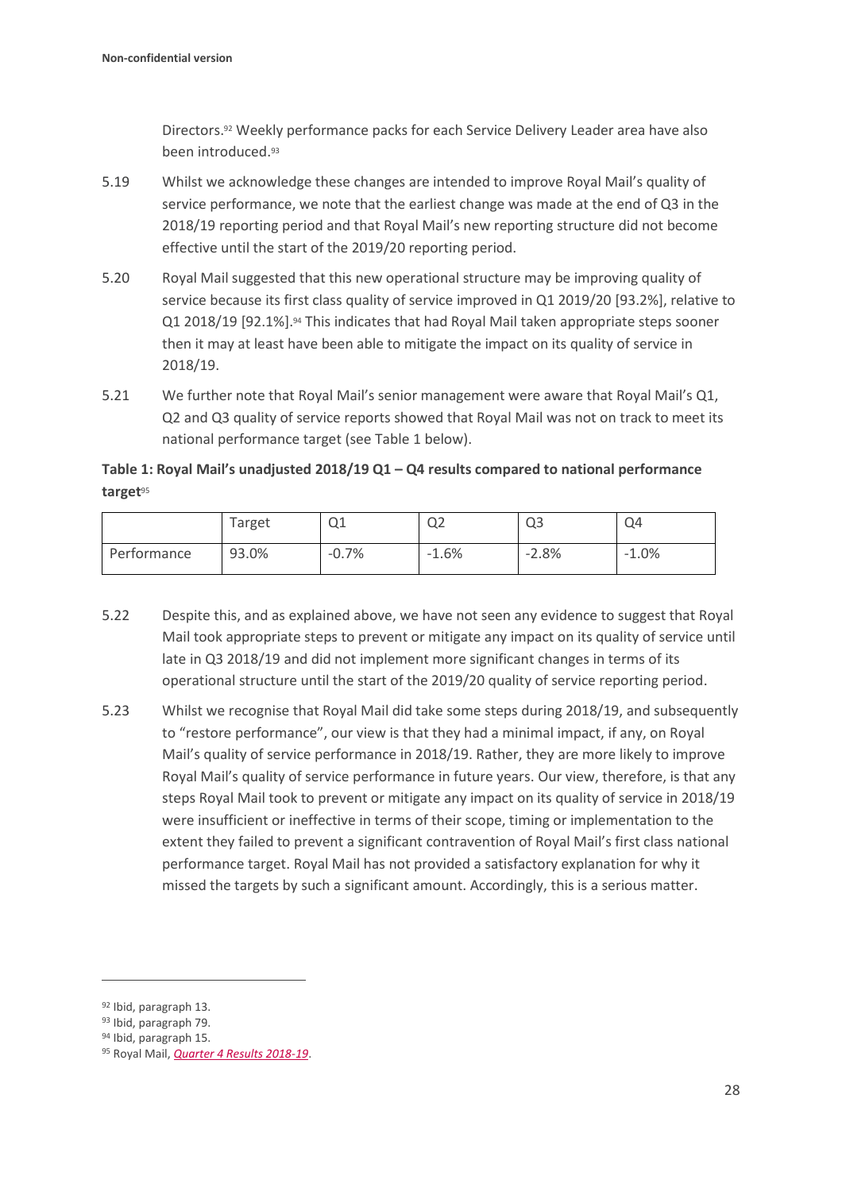Directors.[92] Weekly performance packs for each Service Delivery Leader area have also been introduced.[93]

5.19 Whilst we acknowledge these changes are intended to improve Royal Mail's quality of service performance, we note that the earliest change was made at the end of Q3 in the 2018/19 reporting period and that Royal Mail's new reporting structure did not become effective until the start of the 2019/20 reporting period.

5.20 Royal Mail suggested that this new operational structure may be improving quality of service because its first class quality of service improved in Q1 2019/20 [93.2%], relative to Q1 2018/19 [92.1%].[94] This indicates that had Royal Mail taken appropriate steps sooner then it may at least have been able to mitigate the impact on its quality of service in 2018/19.

5.21 We further note that Royal Mail's senior management were aware that Royal Mail's Q1, Q2 and Q3 quality of service reports showed that Royal Mail was not on track to meet its national performance target (see Table 1 below).

**Table 1: Royal Mail's unadjusted 2018/19 Q1 – Q4 results compared to national performance target**[95]

| | Target | Q1 | Q2 | Q3 | Q4 |
|---|---|---|---|---|---|
| Performance | 93.0% | -0.7% | -1.6% | -2.8% | -1.0% |

5.22 Despite this, and as explained above, we have not seen any evidence to suggest that Royal Mail took appropriate steps to prevent or mitigate any impact on its quality of service until late in Q3 2018/19 and did not implement more significant changes in terms of its operational structure until the start of the 2019/20 quality of service reporting period.

5.23 Whilst we recognise that Royal Mail did take some steps during 2018/19, and subsequently to "restore performance", our view is that they had a minimal impact, if any, on Royal Mail's quality of service performance in 2018/19. Rather, they are more likely to improve Royal Mail's quality of service performance in future years. Our view, therefore, is that any steps Royal Mail took to prevent or mitigate any impact on its quality of service in 2018/19 were insufficient or ineffective in terms of their scope, timing or implementation to the extent they failed to prevent a significant contravention of Royal Mail's first class national performance target. Royal Mail has not provided a satisfactory explanation for why it missed the targets by such a significant amount. Accordingly, this is a serious matter.

---

[92] Ibid, paragraph 13.

[93] Ibid, paragraph 79.

[94] Ibid, paragraph 15.

[95] Royal Mail, *Quarter 4 Results 2018-19*.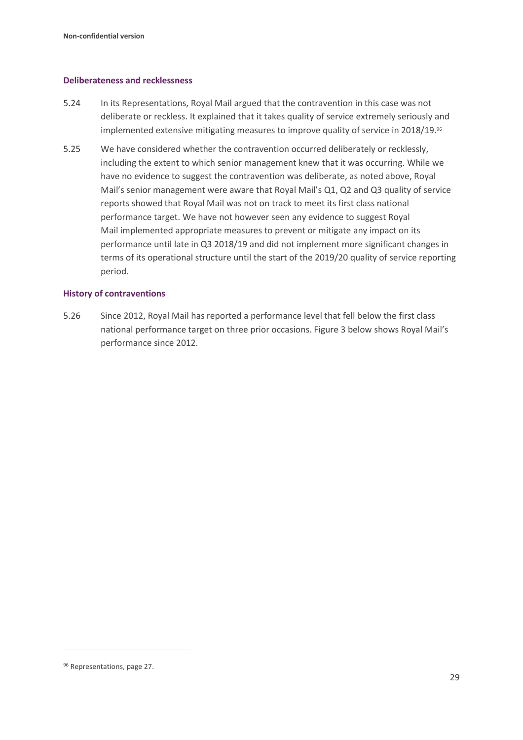### Deliberateness and recklessness

5.24 In its Representations, Royal Mail argued that the contravention in this case was not deliberate or reckless. It explained that it takes quality of service extremely seriously and implemented extensive mitigating measures to improve quality of service in 2018/19.[96]

5.25 We have considered whether the contravention occurred deliberately or recklessly, including the extent to which senior management knew that it was occurring. While we have no evidence to suggest the contravention was deliberate, as noted above, Royal Mail's senior management were aware that Royal Mail's Q1, Q2 and Q3 quality of service reports showed that Royal Mail was not on track to meet its first class national performance target. We have not however seen any evidence to suggest Royal Mail implemented appropriate measures to prevent or mitigate any impact on its performance until late in Q3 2018/19 and did not implement more significant changes in terms of its operational structure until the start of the 2019/20 quality of service reporting period.

### History of contraventions

5.26 Since 2012, Royal Mail has reported a performance level that fell below the first class national performance target on three prior occasions. Figure 3 below shows Royal Mail's performance since 2012.

[96] Representations, page 27.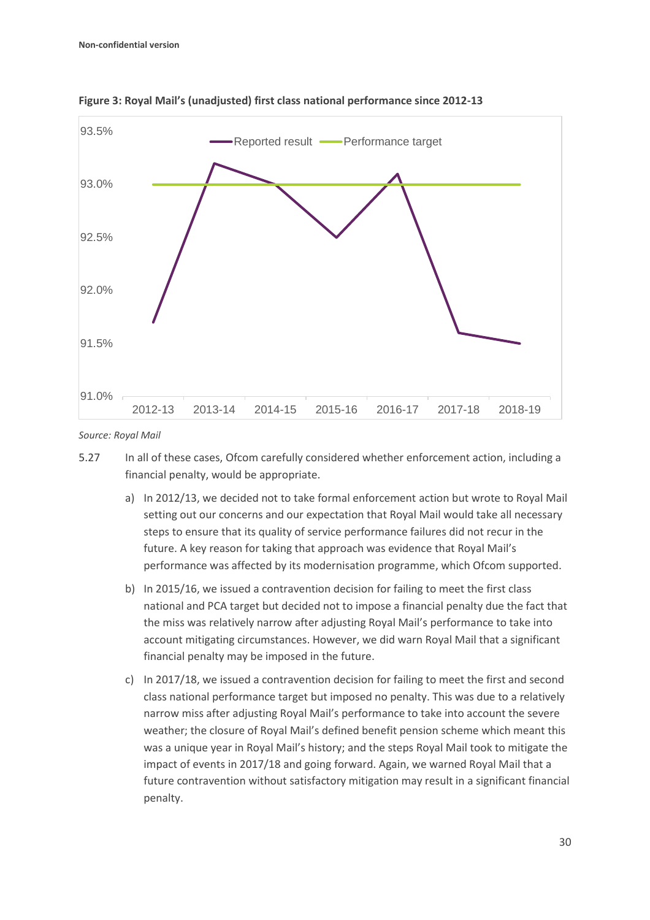**Figure 3: Royal Mail's (unadjusted) first class national performance since 2012-13**

*Source: Royal Mail*

5.27 In all of these cases, Ofcom carefully considered whether enforcement action, including a financial penalty, would be appropriate.

a) In 2012/13, we decided not to take formal enforcement action but wrote to Royal Mail setting out our concerns and our expectation that Royal Mail would take all necessary steps to ensure that its quality of service performance failures did not recur in the future. A key reason for taking that approach was evidence that Royal Mail's performance was affected by its modernisation programme, which Ofcom supported.

b) In 2015/16, we issued a contravention decision for failing to meet the first class national and PCA target but decided not to impose a financial penalty due the fact that the miss was relatively narrow after adjusting Royal Mail's performance to take into account mitigating circumstances. However, we did warn Royal Mail that a significant financial penalty may be imposed in the future.

c) In 2017/18, we issued a contravention decision for failing to meet the first and second class national performance target but imposed no penalty. This was due to a relatively narrow miss after adjusting Royal Mail's performance to take into account the severe weather; the closure of Royal Mail's defined benefit pension scheme which meant this was a unique year in Royal Mail's history; and the steps Royal Mail took to mitigate the impact of events in 2017/18 and going forward. Again, we warned Royal Mail that a future contravention without satisfactory mitigation may result in a significant financial penalty.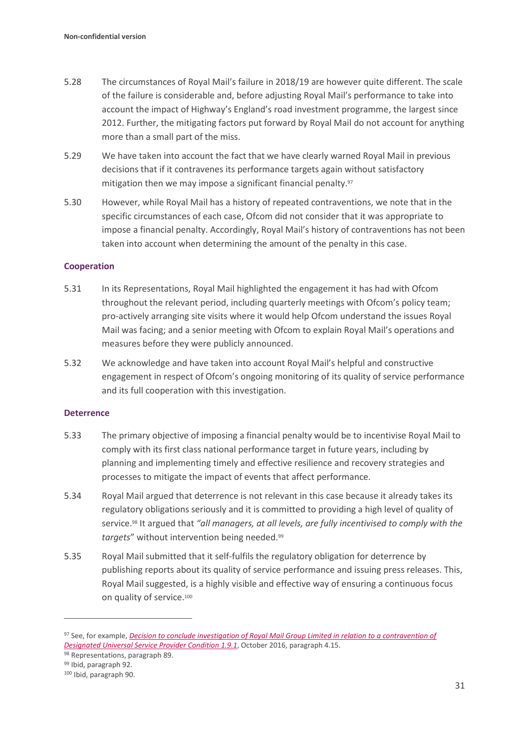5.28 The circumstances of Royal Mail's failure in 2018/19 are however quite different. The scale of the failure is considerable and, before adjusting Royal Mail's performance to take into account the impact of Highway's England's road investment programme, the largest since 2012. Further, the mitigating factors put forward by Royal Mail do not account for anything more than a small part of the miss.

5.29 We have taken into account the fact that we have clearly warned Royal Mail in previous decisions that if it contravenes its performance targets again without satisfactory mitigation then we may impose a significant financial penalty.[97]

5.30 However, while Royal Mail has a history of repeated contraventions, we note that in the specific circumstances of each case, Ofcom did not consider that it was appropriate to impose a financial penalty. Accordingly, Royal Mail's history of contraventions has not been taken into account when determining the amount of the penalty in this case.

### Cooperation

5.31 In its Representations, Royal Mail highlighted the engagement it has had with Ofcom throughout the relevant period, including quarterly meetings with Ofcom's policy team; pro-actively arranging site visits where it would help Ofcom understand the issues Royal Mail was facing; and a senior meeting with Ofcom to explain Royal Mail's operations and measures before they were publicly announced.

5.32 We acknowledge and have taken into account Royal Mail's helpful and constructive engagement in respect of Ofcom's ongoing monitoring of its quality of service performance and its full cooperation with this investigation.

### Deterrence

5.33 The primary objective of imposing a financial penalty would be to incentivise Royal Mail to comply with its first class national performance target in future years, including by planning and implementing timely and effective resilience and recovery strategies and processes to mitigate the impact of events that affect performance.

5.34 Royal Mail argued that deterrence is not relevant in this case because it already takes its regulatory obligations seriously and it is committed to providing a high level of quality of service.[98] It argued that *"all managers, at all levels, are fully incentivised to comply with the targets*" without intervention being needed.[99]

5.35 Royal Mail submitted that it self-fulfils the regulatory obligation for deterrence by publishing reports about its quality of service performance and issuing press releases. This, Royal Mail suggested, is a highly visible and effective way of ensuring a continuous focus on quality of service.[100]

---

[97] See, for example, *Decision to conclude investigation of Royal Mail Group Limited in relation to a contravention of Designated Universal Service Provider Condition 1.9.1*, October 2016, paragraph 4.15.

[98] Representations, paragraph 89.

[99] Ibid, paragraph 92.

[100] Ibid, paragraph 90.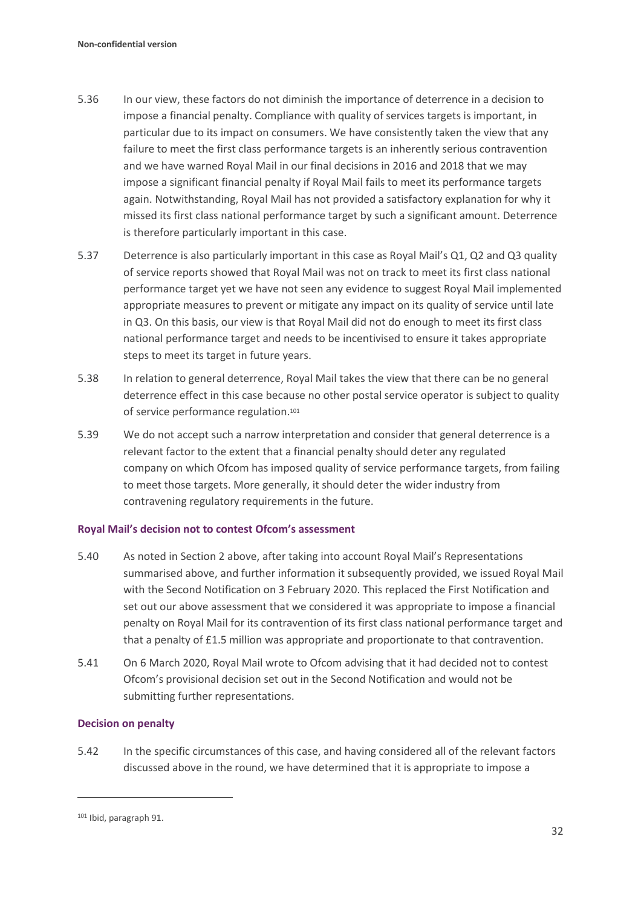5.36 In our view, these factors do not diminish the importance of deterrence in a decision to impose a financial penalty. Compliance with quality of services targets is important, in particular due to its impact on consumers. We have consistently taken the view that any failure to meet the first class performance targets is an inherently serious contravention and we have warned Royal Mail in our final decisions in 2016 and 2018 that we may impose a significant financial penalty if Royal Mail fails to meet its performance targets again. Notwithstanding, Royal Mail has not provided a satisfactory explanation for why it missed its first class national performance target by such a significant amount. Deterrence is therefore particularly important in this case.

5.37 Deterrence is also particularly important in this case as Royal Mail's Q1, Q2 and Q3 quality of service reports showed that Royal Mail was not on track to meet its first class national performance target yet we have not seen any evidence to suggest Royal Mail implemented appropriate measures to prevent or mitigate any impact on its quality of service until late in Q3. On this basis, our view is that Royal Mail did not do enough to meet its first class national performance target and needs to be incentivised to ensure it takes appropriate steps to meet its target in future years.

5.38 In relation to general deterrence, Royal Mail takes the view that there can be no general deterrence effect in this case because no other postal service operator is subject to quality of service performance regulation.[101]

5.39 We do not accept such a narrow interpretation and consider that general deterrence is a relevant factor to the extent that a financial penalty should deter any regulated company on which Ofcom has imposed quality of service performance targets, from failing to meet those targets. More generally, it should deter the wider industry from contravening regulatory requirements in the future.

### Royal Mail's decision not to contest Ofcom's assessment

5.40 As noted in Section 2 above, after taking into account Royal Mail's Representations summarised above, and further information it subsequently provided, we issued Royal Mail with the Second Notification on 3 February 2020. This replaced the First Notification and set out our above assessment that we considered it was appropriate to impose a financial penalty on Royal Mail for its contravention of its first class national performance target and that a penalty of £1.5 million was appropriate and proportionate to that contravention.

5.41 On 6 March 2020, Royal Mail wrote to Ofcom advising that it had decided not to contest Ofcom's provisional decision set out in the Second Notification and would not be submitting further representations.

### Decision on penalty

5.42 In the specific circumstances of this case, and having considered all of the relevant factors discussed above in the round, we have determined that it is appropriate to impose a

---

[101] Ibid, paragraph 91.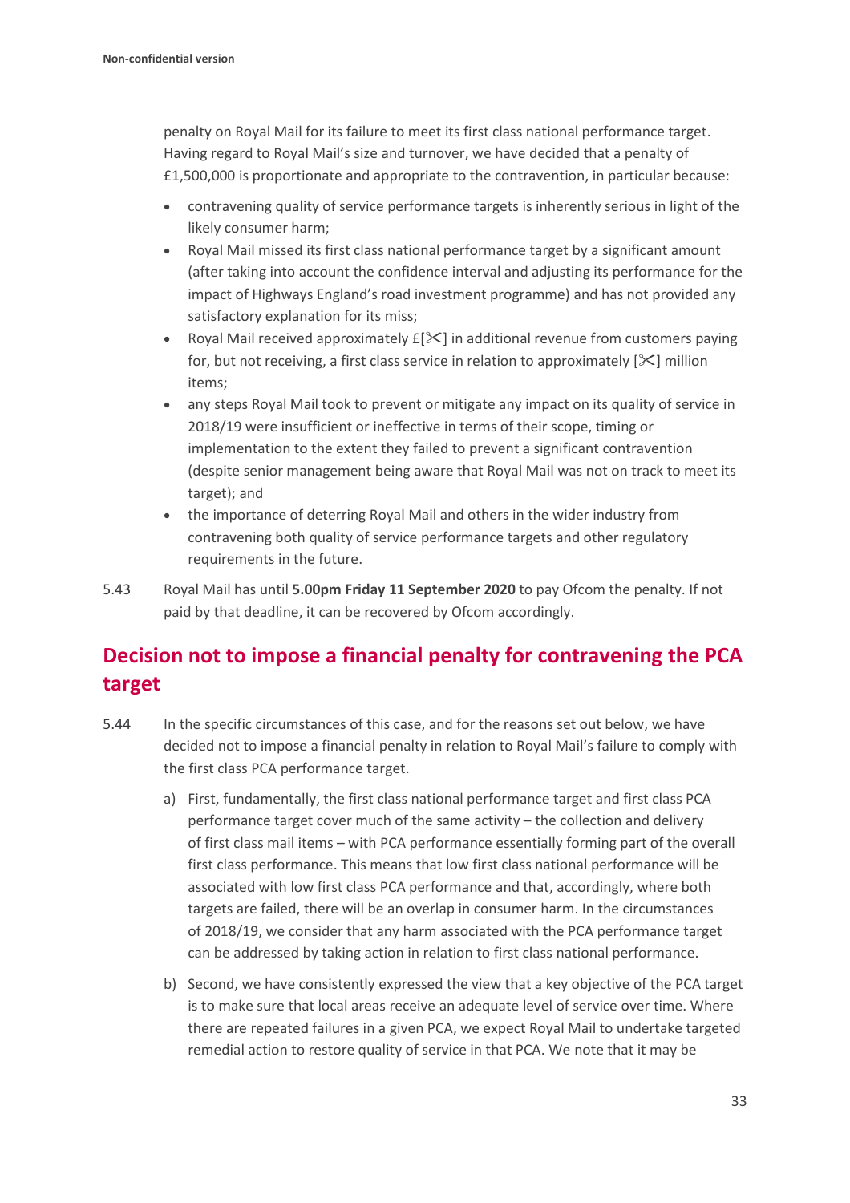penalty on Royal Mail for its failure to meet its first class national performance target. Having regard to Royal Mail's size and turnover, we have decided that a penalty of £1,500,000 is proportionate and appropriate to the contravention, in particular because:

- contravening quality of service performance targets is inherently serious in light of the likely consumer harm;
- Royal Mail missed its first class national performance target by a significant amount (after taking into account the confidence interval and adjusting its performance for the impact of Highways England's road investment programme) and has not provided any satisfactory explanation for its miss;
- Royal Mail received approximately £[✂] in additional revenue from customers paying for, but not receiving, a first class service in relation to approximately [✂] million items;
- any steps Royal Mail took to prevent or mitigate any impact on its quality of service in 2018/19 were insufficient or ineffective in terms of their scope, timing or implementation to the extent they failed to prevent a significant contravention (despite senior management being aware that Royal Mail was not on track to meet its target); and
- the importance of deterring Royal Mail and others in the wider industry from contravening both quality of service performance targets and other regulatory requirements in the future.

5.43 Royal Mail has until **5.00pm Friday 11 September 2020** to pay Ofcom the penalty. If not paid by that deadline, it can be recovered by Ofcom accordingly.

## Decision not to impose a financial penalty for contravening the PCA target

5.44 In the specific circumstances of this case, and for the reasons set out below, we have decided not to impose a financial penalty in relation to Royal Mail's failure to comply with the first class PCA performance target.

a) First, fundamentally, the first class national performance target and first class PCA performance target cover much of the same activity – the collection and delivery of first class mail items – with PCA performance essentially forming part of the overall first class performance. This means that low first class national performance will be associated with low first class PCA performance and that, accordingly, where both targets are failed, there will be an overlap in consumer harm. In the circumstances of 2018/19, we consider that any harm associated with the PCA performance target can be addressed by taking action in relation to first class national performance.

b) Second, we have consistently expressed the view that a key objective of the PCA target is to make sure that local areas receive an adequate level of service over time. Where there are repeated failures in a given PCA, we expect Royal Mail to undertake targeted remedial action to restore quality of service in that PCA. We note that it may be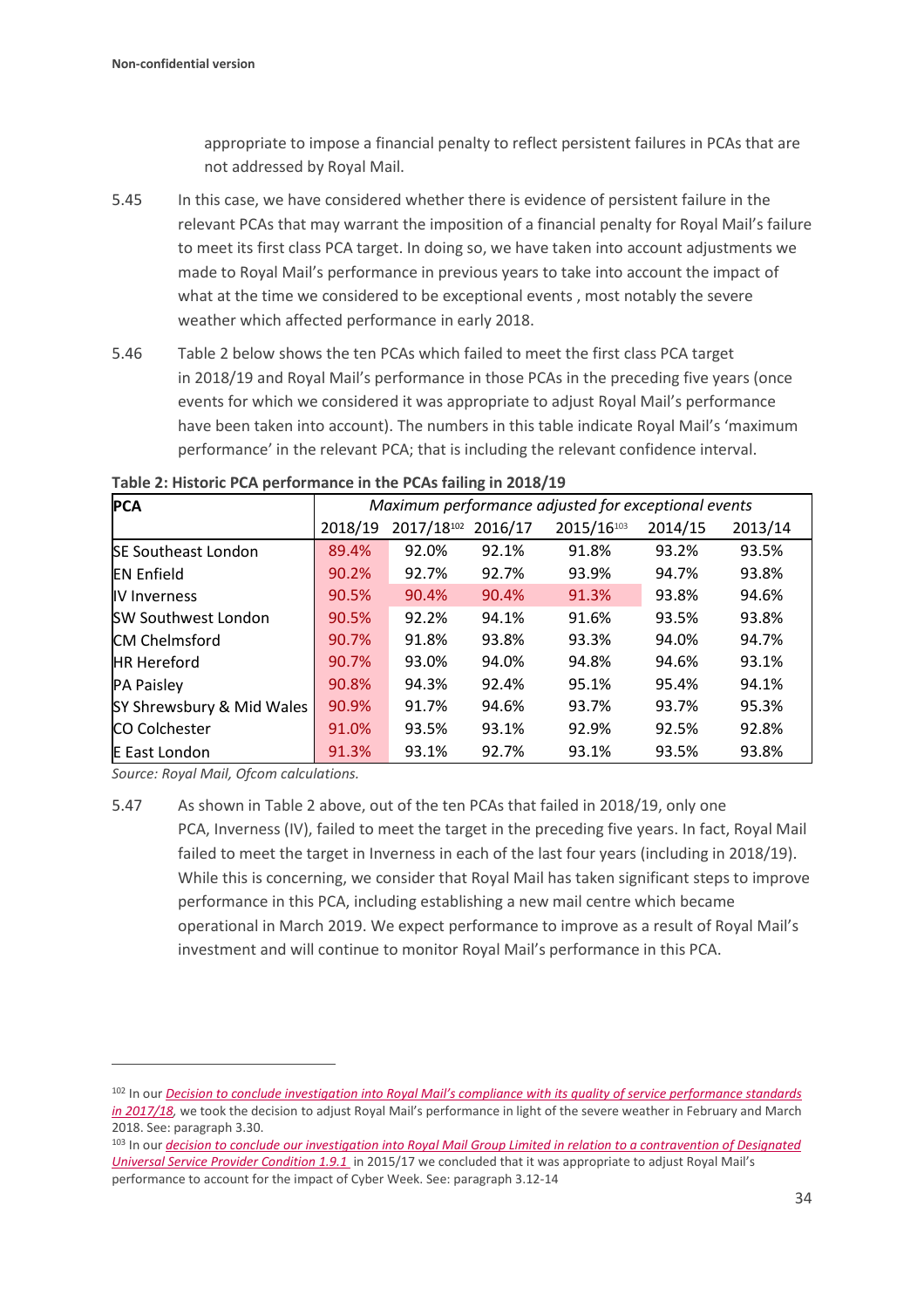appropriate to impose a financial penalty to reflect persistent failures in PCAs that are not addressed by Royal Mail.

5.45 In this case, we have considered whether there is evidence of persistent failure in the relevant PCAs that may warrant the imposition of a financial penalty for Royal Mail's failure to meet its first class PCA target. In doing so, we have taken into account adjustments we made to Royal Mail's performance in previous years to take into account the impact of what at the time we considered to be exceptional events , most notably the severe weather which affected performance in early 2018.

5.46 Table 2 below shows the ten PCAs which failed to meet the first class PCA target in 2018/19 and Royal Mail's performance in those PCAs in the preceding five years (once events for which we considered it was appropriate to adjust Royal Mail's performance have been taken into account). The numbers in this table indicate Royal Mail's 'maximum performance' in the relevant PCA; that is including the relevant confidence interval.

**Table 2: Historic PCA performance in the PCAs failing in 2018/19**

| PCA | Maximum performance adjusted for exceptional events | | | | | |
|---|---|---|---|---|---|---|
| | 2018/19 | 2017/18[102] | 2016/17 | 2015/16[103] | 2014/15 | 2013/14 |
| SE Southeast London | 89.4% | 92.0% | 92.1% | 91.8% | 93.2% | 93.5% |
| EN Enfield | 90.2% | 92.7% | 92.7% | 93.9% | 94.7% | 93.8% |
| IV Inverness | 90.5% | 90.4% | 90.4% | 91.3% | 93.8% | 94.6% |
| SW Southwest London | 90.5% | 92.2% | 94.1% | 91.6% | 93.5% | 93.8% |
| CM Chelmsford | 90.7% | 91.8% | 93.8% | 93.3% | 94.0% | 94.7% |
| HR Hereford | 90.7% | 93.0% | 94.0% | 94.8% | 94.6% | 93.1% |
| PA Paisley | 90.8% | 94.3% | 92.4% | 95.1% | 95.4% | 94.1% |
| SY Shrewsbury & Mid Wales | 90.9% | 91.7% | 94.6% | 93.7% | 93.7% | 95.3% |
| CO Colchester | 91.0% | 93.5% | 93.1% | 92.9% | 92.5% | 92.8% |
| E East London | 91.3% | 93.1% | 92.7% | 93.1% | 93.5% | 93.8% |

*Source: Royal Mail, Ofcom calculations.*

5.47 As shown in Table 2 above, out of the ten PCAs that failed in 2018/19, only one PCA, Inverness (IV), failed to meet the target in the preceding five years. In fact, Royal Mail failed to meet the target in Inverness in each of the last four years (including in 2018/19). While this is concerning, we consider that Royal Mail has taken significant steps to improve performance in this PCA, including establishing a new mail centre which became operational in March 2019. We expect performance to improve as a result of Royal Mail's investment and will continue to monitor Royal Mail's performance in this PCA.

---

[102] In our *Decision to conclude investigation into Royal Mail's compliance with its quality of service performance standards in 2017/18*, we took the decision to adjust Royal Mail's performance in light of the severe weather in February and March 2018. See: paragraph 3.30.

[103] In our *decision to conclude our investigation into Royal Mail Group Limited in relation to a contravention of Designated Universal Service Provider Condition 1.9.1* in 2015/17 we concluded that it was appropriate to adjust Royal Mail's performance to account for the impact of Cyber Week. See: paragraph 3.12-14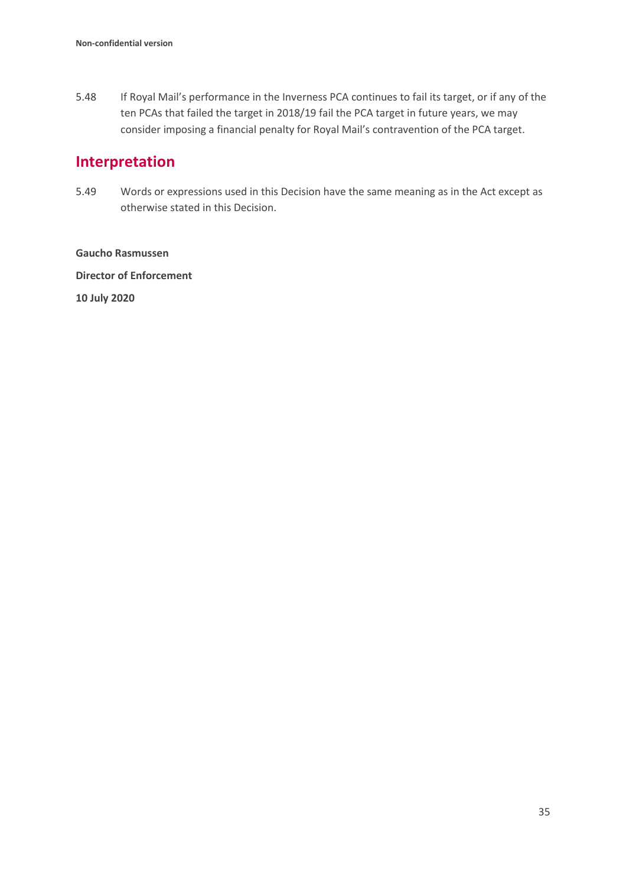5.48 If Royal Mail's performance in the Inverness PCA continues to fail its target, or if any of the ten PCAs that failed the target in 2018/19 fail the PCA target in future years, we may consider imposing a financial penalty for Royal Mail's contravention of the PCA target.

## Interpretation

5.49 Words or expressions used in this Decision have the same meaning as in the Act except as otherwise stated in this Decision.

**Gaucho Rasmussen**

**Director of Enforcement**

**10 July 2020**